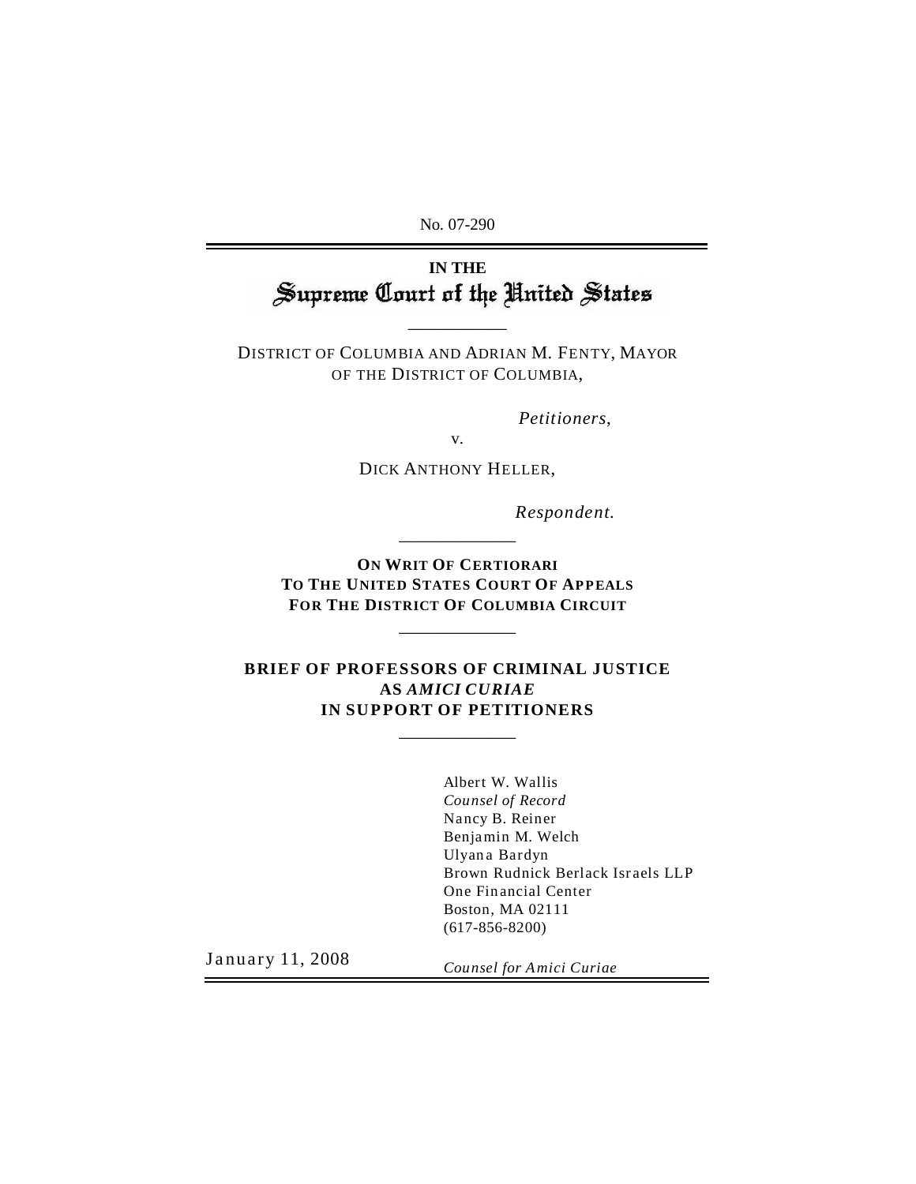No. 07-290

**IN THE**

**Supreme Court of the United States**

---

DISTRICT OF COLUMBIA AND ADRIAN M. FENTY, MAYOR OF THE DISTRICT OF COLUMBIA,

*Petitioners,*

v.

DICK ANTHONY HELLER,

*Respondent.*

---

**ON WRIT OF CERTIORARI TO THE UNITED STATES COURT OF APPEALS FOR THE DISTRICT OF COLUMBIA CIRCUIT**

---

**BRIEF OF PROFESSORS OF CRIMINAL JUSTICE AS *AMICI CURIAE* IN SUPPORT OF PETITIONERS**

---

Albert W. Wallis
*Counsel of Record*
Nancy B. Reiner
Benjamin M. Welch
Ulyana Bardyn
Brown Rudnick Berlack Israels LLP
One Financial Center
Boston, MA 02111
(617-856-8200)

January 11, 2008

*Counsel for Amici Curiae*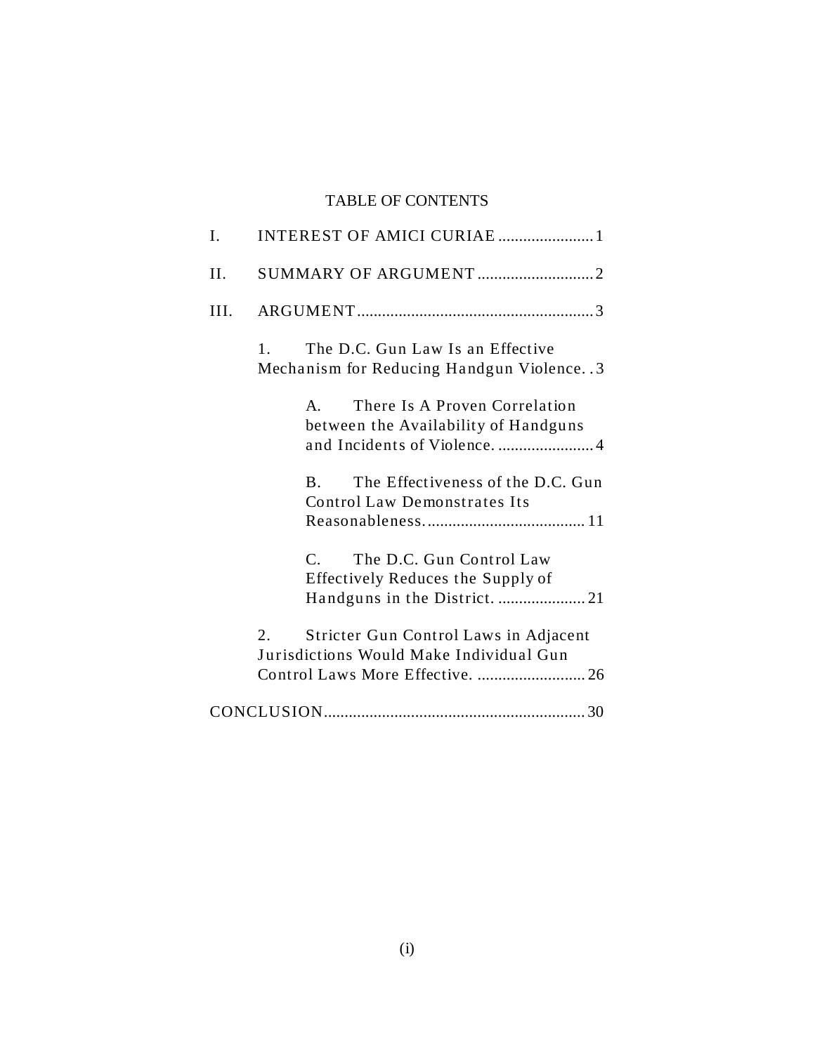# TABLE OF CONTENTS

I. INTEREST OF AMICI CURIAE ....................... 1

II. SUMMARY OF ARGUMENT ............................ 2

III. ARGUMENT ......................................................... 3

1. The D.C. Gun Law Is an Effective Mechanism for Reducing Handgun Violence. . 3

A. There Is A Proven Correlation between the Availability of Handguns and Incidents of Violence. ....................... 4

B. The Effectiveness of the D.C. Gun Control Law Demonstrates Its Reasonableness. ..................................... 11

C. The D.C. Gun Control Law Effectively Reduces the Supply of Handguns in the District. ..................... 21

2. Stricter Gun Control Laws in Adjacent Jurisdictions Would Make Individual Gun Control Laws More Effective. .......................... 26

CONCLUSION ............................................................... 30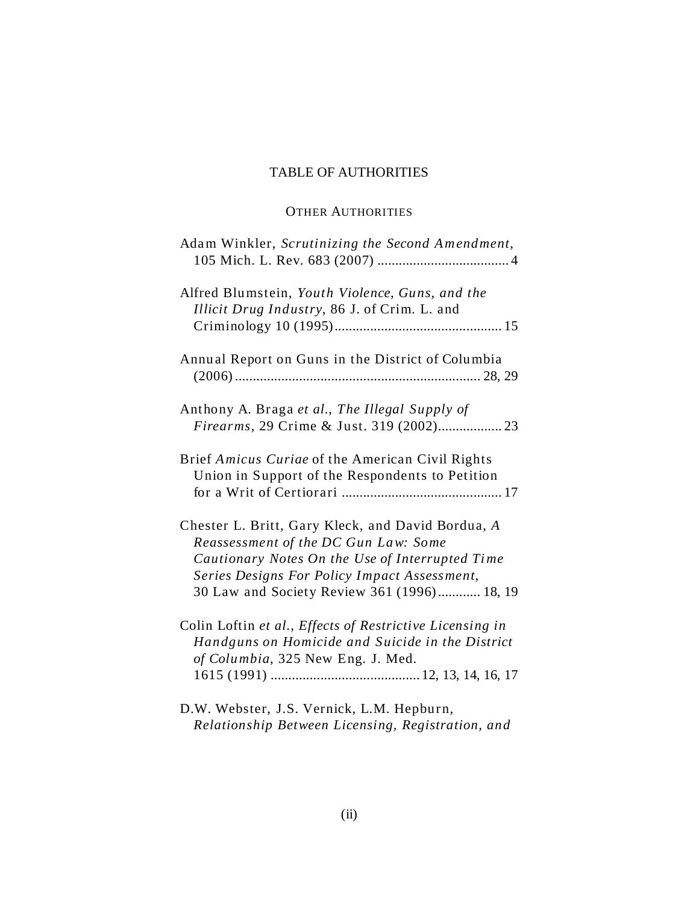# TABLE OF AUTHORITIES

## OTHER AUTHORITIES

Adam Winkler, *Scrutinizing the Second Amendment*, 105 Mich. L. Rev. 683 (2007) ..................................... 4

Alfred Blumstein, *Youth Violence, Guns, and the Illicit Drug Industry*, 86 J. of Crim. L. and Criminology 10 (1995) ............................................... 15

Annual Report on Guns in the District of Columbia (2006) ..................................................................... 28, 29

Anthony A. Braga *et al.*, *The Illegal Supply of Firearms*, 29 Crime & Just. 319 (2002) .................. 23

Brief *Amicus Curiae* of the American Civil Rights Union in Support of the Respondents to Petition for a Writ of Certiorari ............................................. 17

Chester L. Britt, Gary Kleck, and David Bordua, *A Reassessment of the DC Gun Law: Some Cautionary Notes On the Use of Interrupted Time Series Designs For Policy Impact Assessment*, 30 Law and Society Review 361 (1996) ............ 18, 19

Colin Loftin *et al.*, *Effects of Restrictive Licensing in Handguns on Homicide and Suicide in the District of Columbia*, 325 New Eng. J. Med. 1615 (1991) .......................................... 12, 13, 14, 16, 17

D.W. Webster, J.S. Vernick, L.M. Hepburn, *Relationship Between Licensing, Registration, and*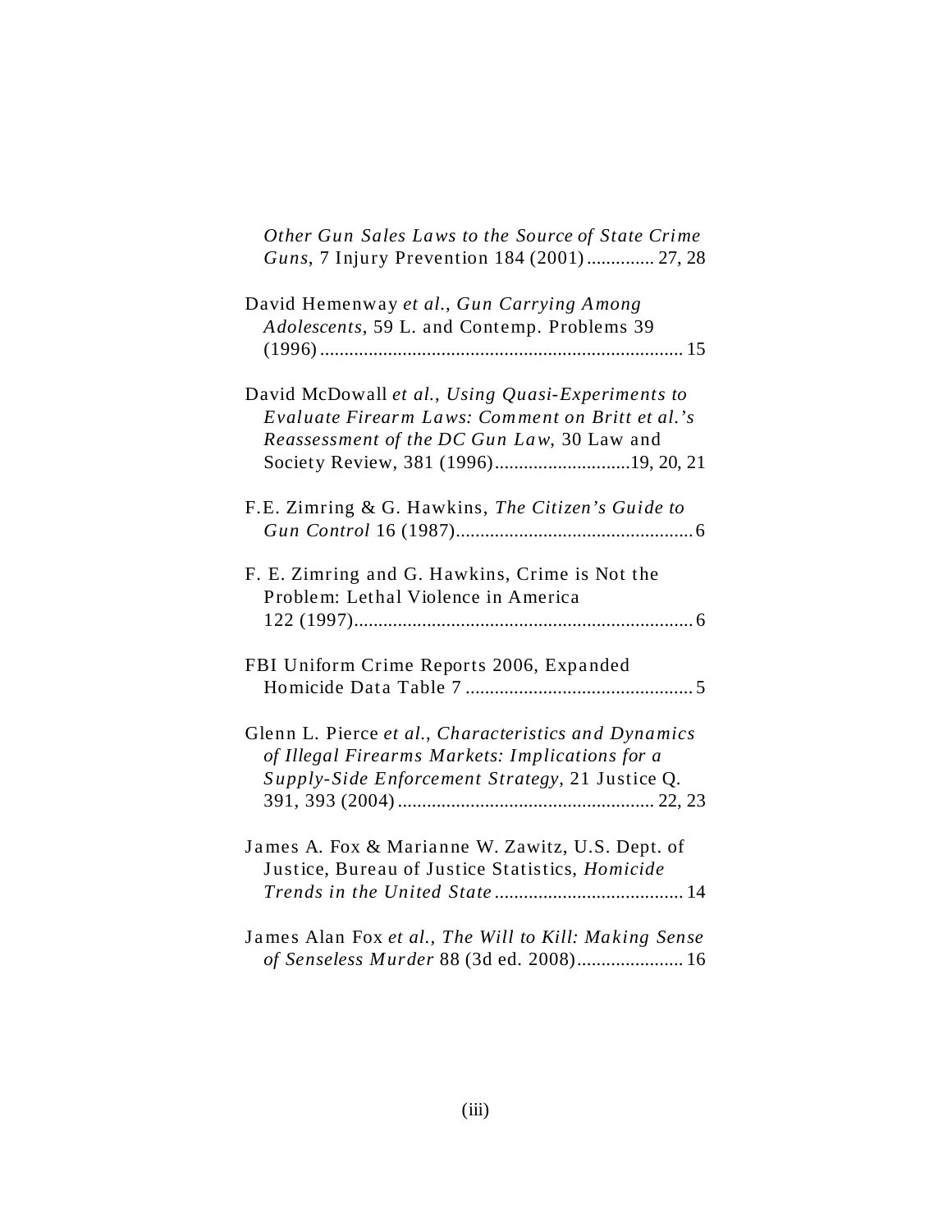*Other Gun Sales Laws to the Source of State Crime Guns*, 7 Injury Prevention 184 (2001) ............. 27, 28

David Hemenway *et al.*, *Gun Carrying Among Adolescents*, 59 L. and Contemp. Problems 39 (1996) ........................................................................... 15

David McDowall *et al.*, *Using Quasi-Experiments to Evaluate Firearm Laws: Comment on Britt et al.'s Reassessment of the DC Gun Law*, 30 Law and Society Review, 381 (1996)............................19, 20, 21

F.E. Zimring & G. Hawkins, *The Citizen's Guide to Gun Control* 16 (1987)................................................. 6

F. E. Zimring and G. Hawkins, Crime is Not the Problem: Lethal Violence in America 122 (1997)...................................................................... 6

FBI Uniform Crime Reports 2006, Expanded Homicide Data Table 7 ............................................... 5

Glenn L. Pierce *et al.*, *Characteristics and Dynamics of Illegal Firearms Markets: Implications for a Supply-Side Enforcement Strategy*, 21 Justice Q. 391, 393 (2004) ..................................................... 22, 23

James A. Fox & Marianne W. Zawitz, U.S. Dept. of Justice, Bureau of Justice Statistics, *Homicide Trends in the United State* ....................................... 14

James Alan Fox *et al.*, *The Will to Kill: Making Sense of Senseless Murder* 88 (3d ed. 2008)...................... 16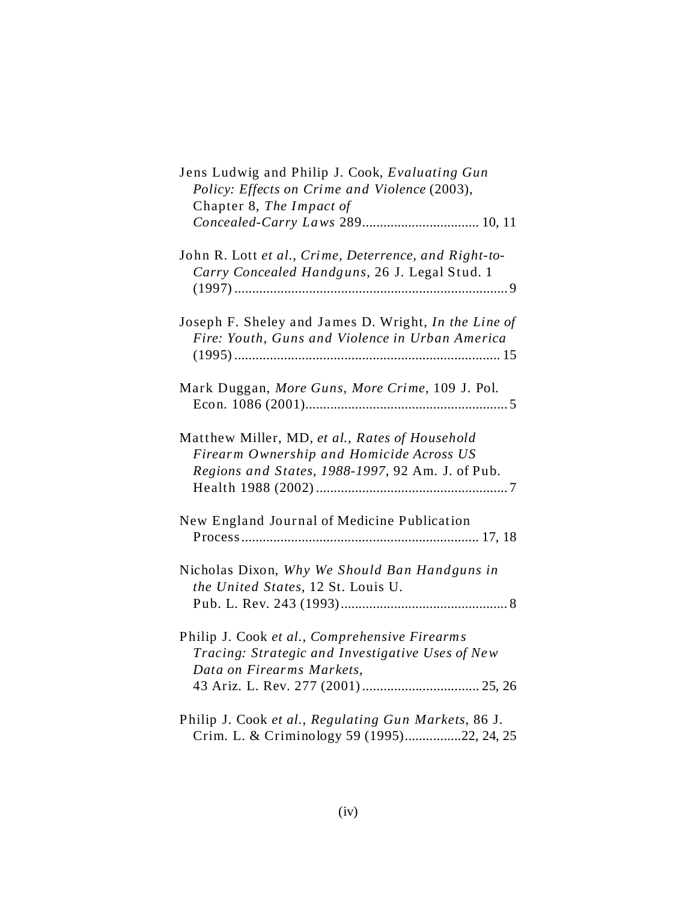Jens Ludwig and Philip J. Cook, *Evaluating Gun Policy: Effects on Crime and Violence* (2003), Chapter 8, *The Impact of Concealed-Carry Laws* 289................................ 10, 11

John R. Lott *et al.*, *Crime, Deterrence, and Right-to-Carry Concealed Handguns*, 26 J. Legal Stud. 1 (1997)............................................................................ 9

Joseph F. Sheley and James D. Wright, *In the Line of Fire: Youth, Guns and Violence in Urban America* (1995)........................................................................ 15

Mark Duggan, *More Guns, More Crime*, 109 J. Pol. Econ. 1086 (2001)....................................................... 5

Matthew Miller, MD, *et al.*, *Rates of Household Firearm Ownership and Homicide Across US Regions and States, 1988-1997*, 92 Am. J. of Pub. Health 1988 (2002)..................................................... 7

New England Journal of Medicine Publication Process.................................................................. 17, 18

Nicholas Dixon, *Why We Should Ban Handguns in the United States*, 12 St. Louis U. Pub. L. Rev. 243 (1993).............................................. 8

Philip J. Cook *et al.*, *Comprehensive Firearms Tracing: Strategic and Investigative Uses of New Data on Firearms Markets*, 43 Ariz. L. Rev. 277 (2001)................................ 25, 26

Philip J. Cook *et al.*, *Regulating Gun Markets*, 86 J. Crim. L. & Criminology 59 (1995)...............22, 24, 25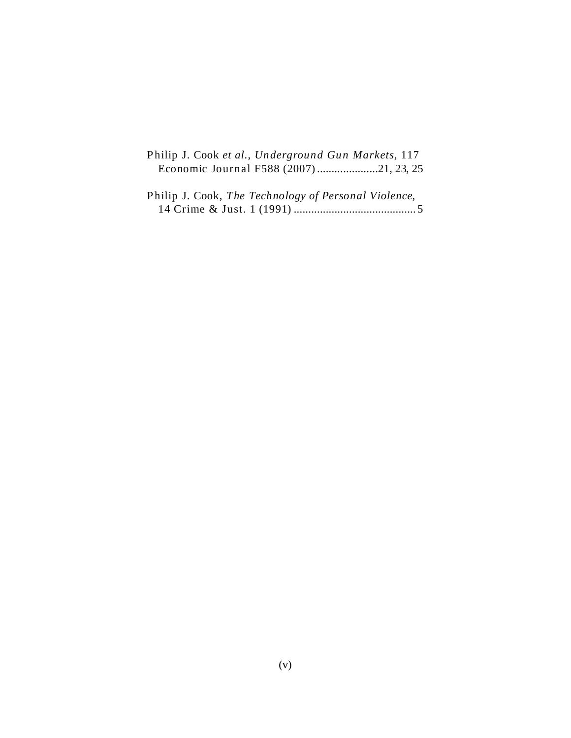Philip J. Cook *et al.*, *Underground Gun Markets*, 117 Economic Journal F588 (2007).....................21, 23, 25

Philip J. Cook, *The Technology of Personal Violence*, 14 Crime & Just. 1 (1991) ..........................................5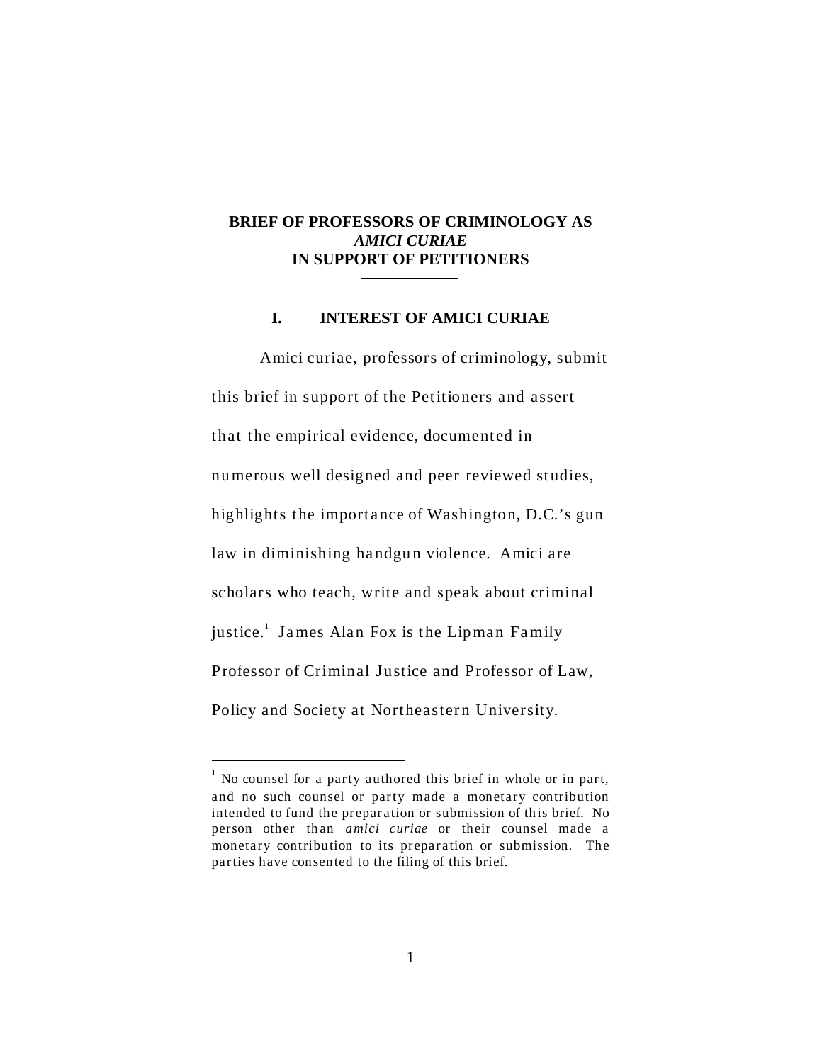**BRIEF OF PROFESSORS OF CRIMINOLOGY AS *AMICI CURIAE* IN SUPPORT OF PETITIONERS**

## I. INTEREST OF AMICI CURIAE

Amici curiae, professors of criminology, submit this brief in support of the Petitioners and assert that the empirical evidence, documented in numerous well designed and peer reviewed studies, highlights the importance of Washington, D.C.'s gun law in diminishing handgun violence. Amici are scholars who teach, write and speak about criminal justice.[1] James Alan Fox is the Lipman Family Professor of Criminal Justice and Professor of Law, Policy and Society at Northeastern University.

---

[1] No counsel for a party authored this brief in whole or in part, and no such counsel or party made a monetary contribution intended to fund the preparation or submission of this brief. No person other than *amici curiae* or their counsel made a monetary contribution to its preparation or submission. The parties have consented to the filing of this brief.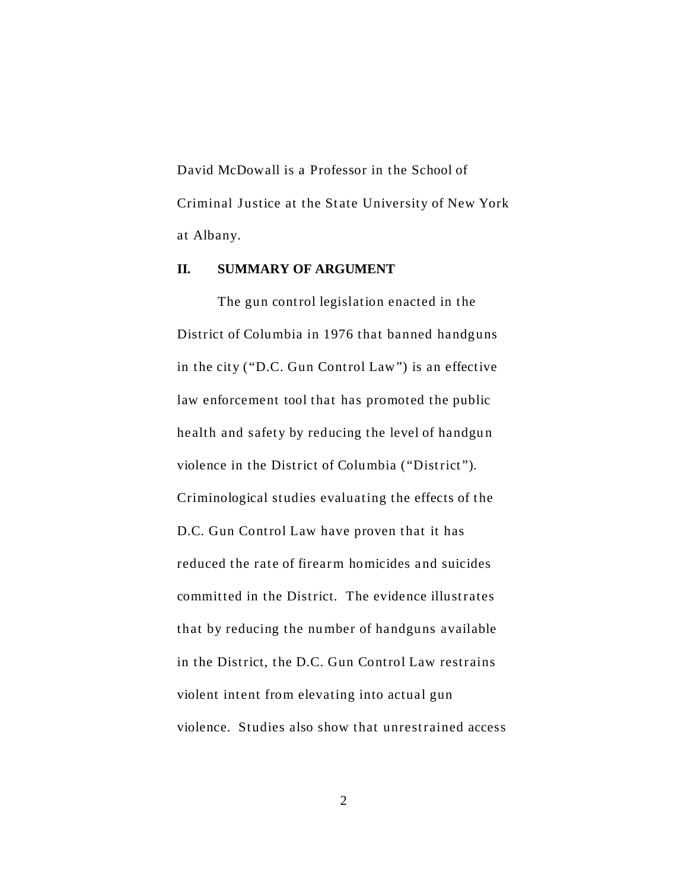David McDowall is a Professor in the School of Criminal Justice at the State University of New York at Albany.

## II. SUMMARY OF ARGUMENT

The gun control legislation enacted in the District of Columbia in 1976 that banned handguns in the city ("D.C. Gun Control Law") is an effective law enforcement tool that has promoted the public health and safety by reducing the level of handgun violence in the District of Columbia ("District"). Criminological studies evaluating the effects of the D.C. Gun Control Law have proven that it has reduced the rate of firearm homicides and suicides committed in the District. The evidence illustrates that by reducing the number of handguns available in the District, the D.C. Gun Control Law restrains violent intent from elevating into actual gun violence. Studies also show that unrestrained access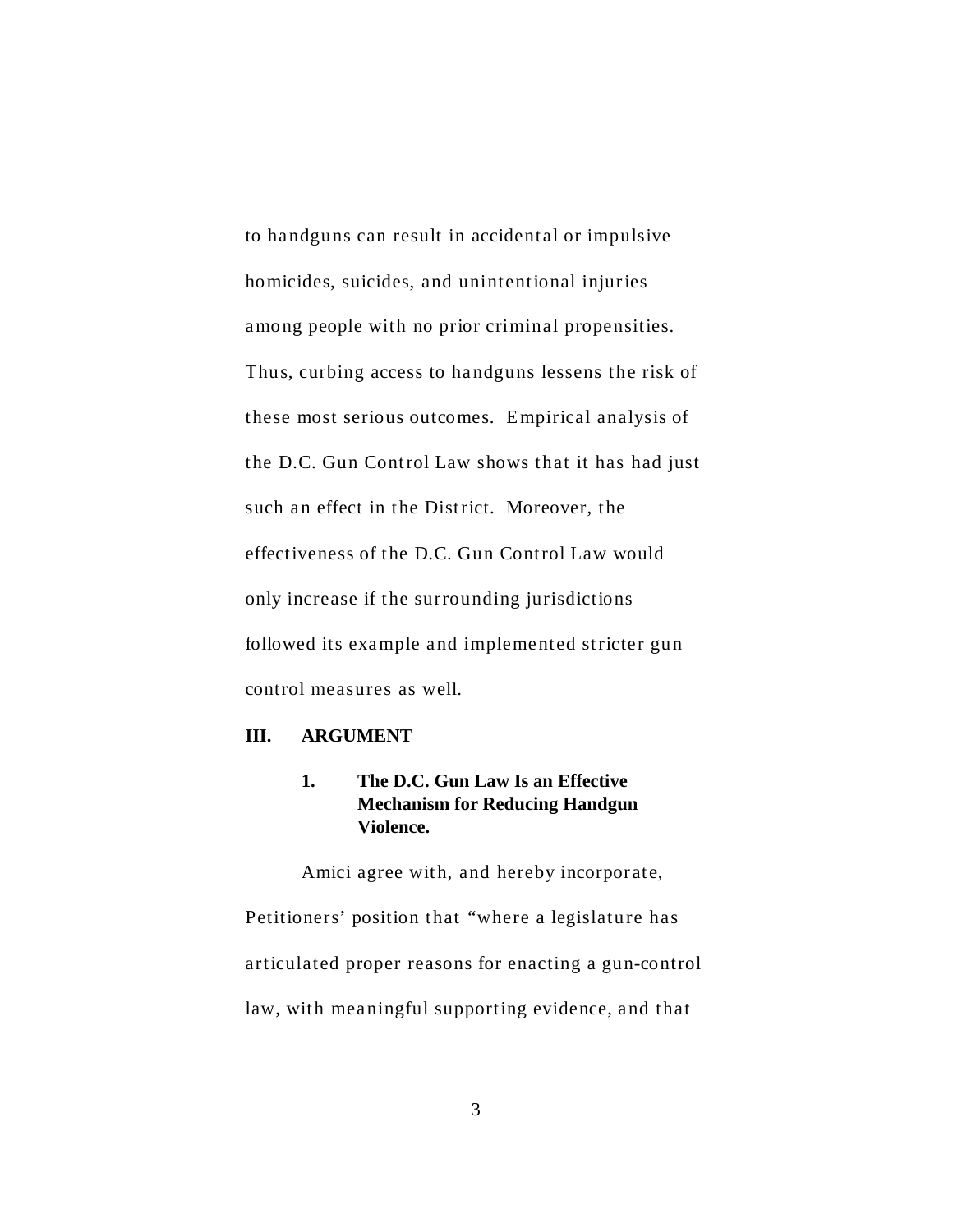to handguns can result in accidental or impulsive homicides, suicides, and unintentional injuries among people with no prior criminal propensities. Thus, curbing access to handguns lessens the risk of these most serious outcomes. Empirical analysis of the D.C. Gun Control Law shows that it has had just such an effect in the District. Moreover, the effectiveness of the D.C. Gun Control Law would only increase if the surrounding jurisdictions followed its example and implemented stricter gun control measures as well.

## III. ARGUMENT

### 1. The D.C. Gun Law Is an Effective Mechanism for Reducing Handgun Violence.

Amici agree with, and hereby incorporate, Petitioners' position that "where a legislature has articulated proper reasons for enacting a gun-control law, with meaningful supporting evidence, and that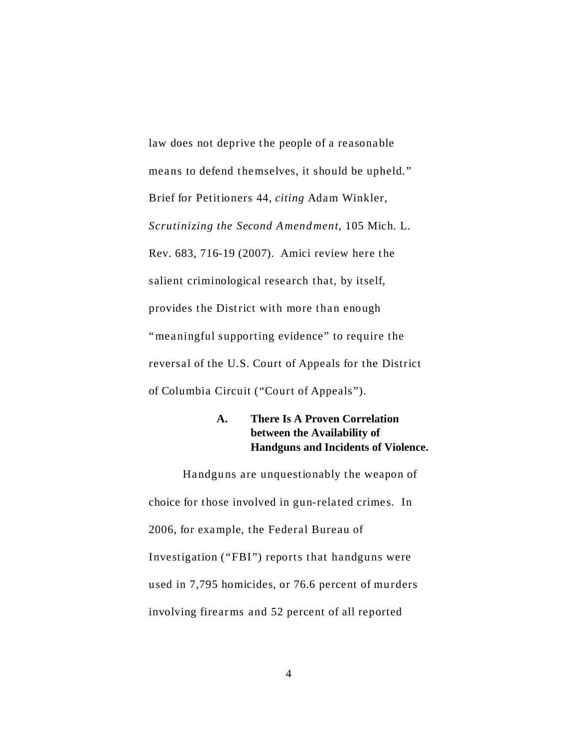law does not deprive the people of a reasonable means to defend themselves, it should be upheld." Brief for Petitioners 44, *citing* Adam Winkler, *Scrutinizing the Second Amendment*, 105 Mich. L. Rev. 683, 716-19 (2007). Amici review here the salient criminological research that, by itself, provides the District with more than enough "meaningful supporting evidence" to require the reversal of the U.S. Court of Appeals for the District of Columbia Circuit ("Court of Appeals").

### A. There Is A Proven Correlation between the Availability of Handguns and Incidents of Violence.

Handguns are unquestionably the weapon of choice for those involved in gun-related crimes. In 2006, for example, the Federal Bureau of Investigation ("FBI") reports that handguns were used in 7,795 homicides, or 76.6 percent of murders involving firearms and 52 percent of all reported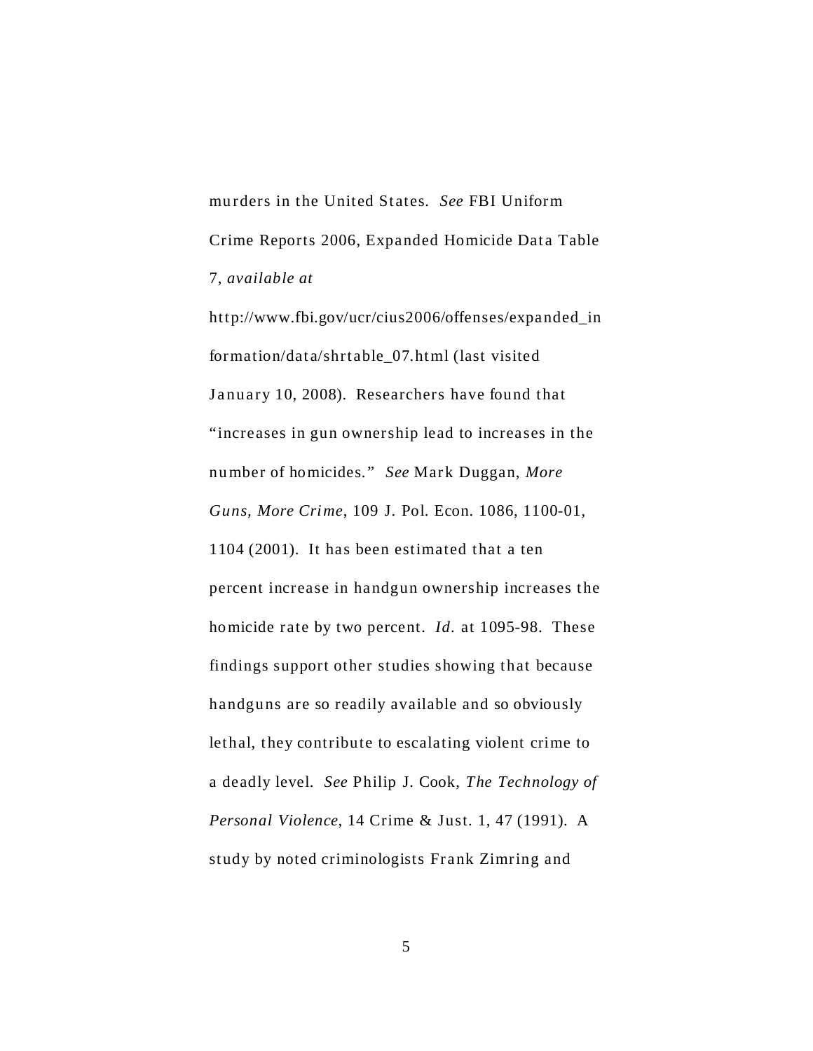murders in the United States. *See* FBI Uniform Crime Reports 2006, Expanded Homicide Data Table 7, *available at* http://www.fbi.gov/ucr/cius2006/offenses/expanded_information/data/shrtable_07.html (last visited January 10, 2008). Researchers have found that "increases in gun ownership lead to increases in the number of homicides." *See* Mark Duggan, *More Guns, More Crime*, 109 J. Pol. Econ. 1086, 1100-01, 1104 (2001). It has been estimated that a ten percent increase in handgun ownership increases the homicide rate by two percent. *Id.* at 1095-98. These findings support other studies showing that because handguns are so readily available and so obviously lethal, they contribute to escalating violent crime to a deadly level. *See* Philip J. Cook, *The Technology of Personal Violence*, 14 Crime & Just. 1, 47 (1991). A study by noted criminologists Frank Zimring and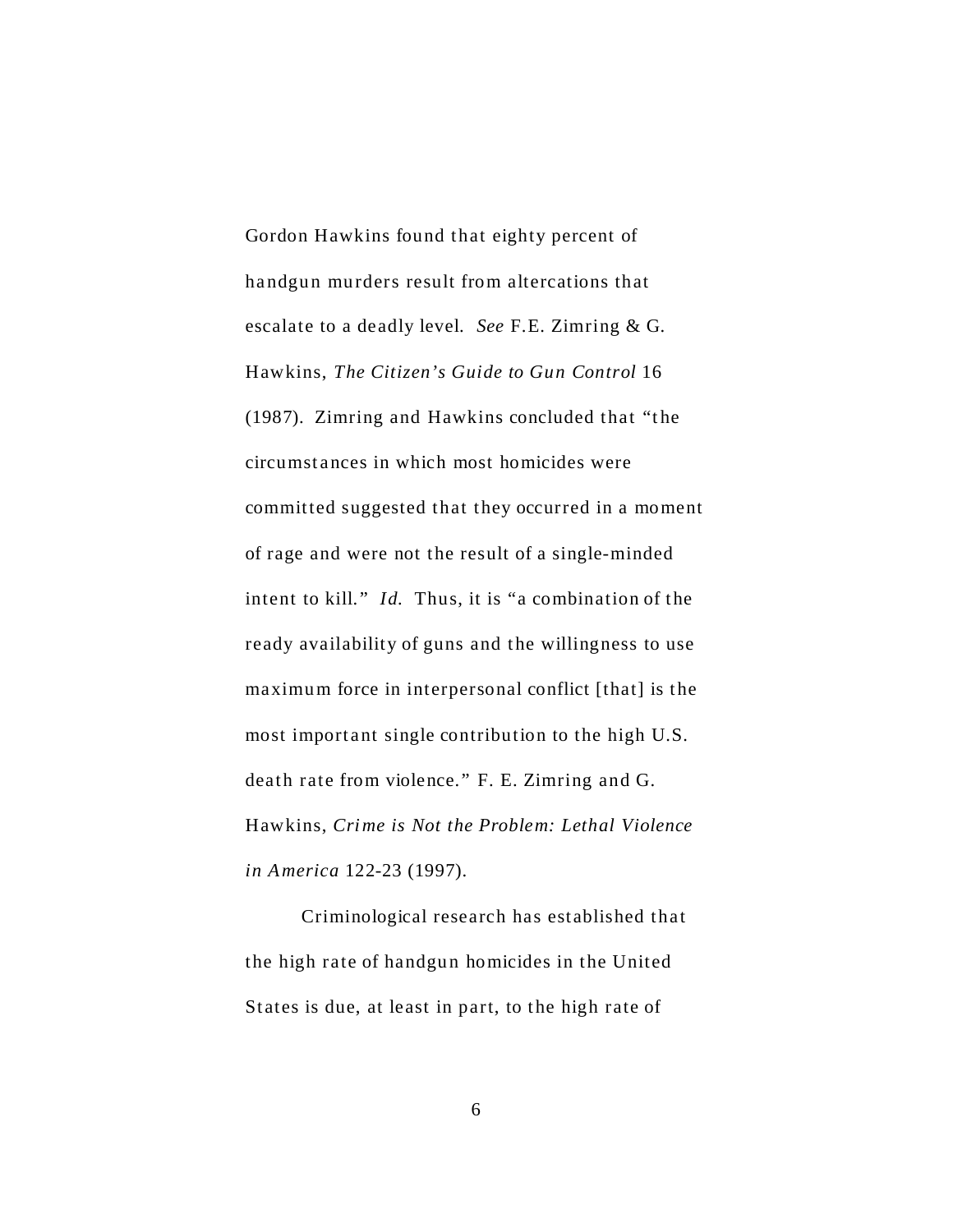Gordon Hawkins found that eighty percent of handgun murders result from altercations that escalate to a deadly level. *See* F.E. Zimring & G. Hawkins, *The Citizen's Guide to Gun Control* 16 (1987). Zimring and Hawkins concluded that "the circumstances in which most homicides were committed suggested that they occurred in a moment of rage and were not the result of a single-minded intent to kill." *Id.* Thus, it is "a combination of the ready availability of guns and the willingness to use maximum force in interpersonal conflict [that] is the most important single contribution to the high U.S. death rate from violence." F. E. Zimring and G. Hawkins, *Crime is Not the Problem: Lethal Violence in America* 122-23 (1997).

Criminological research has established that the high rate of handgun homicides in the United States is due, at least in part, to the high rate of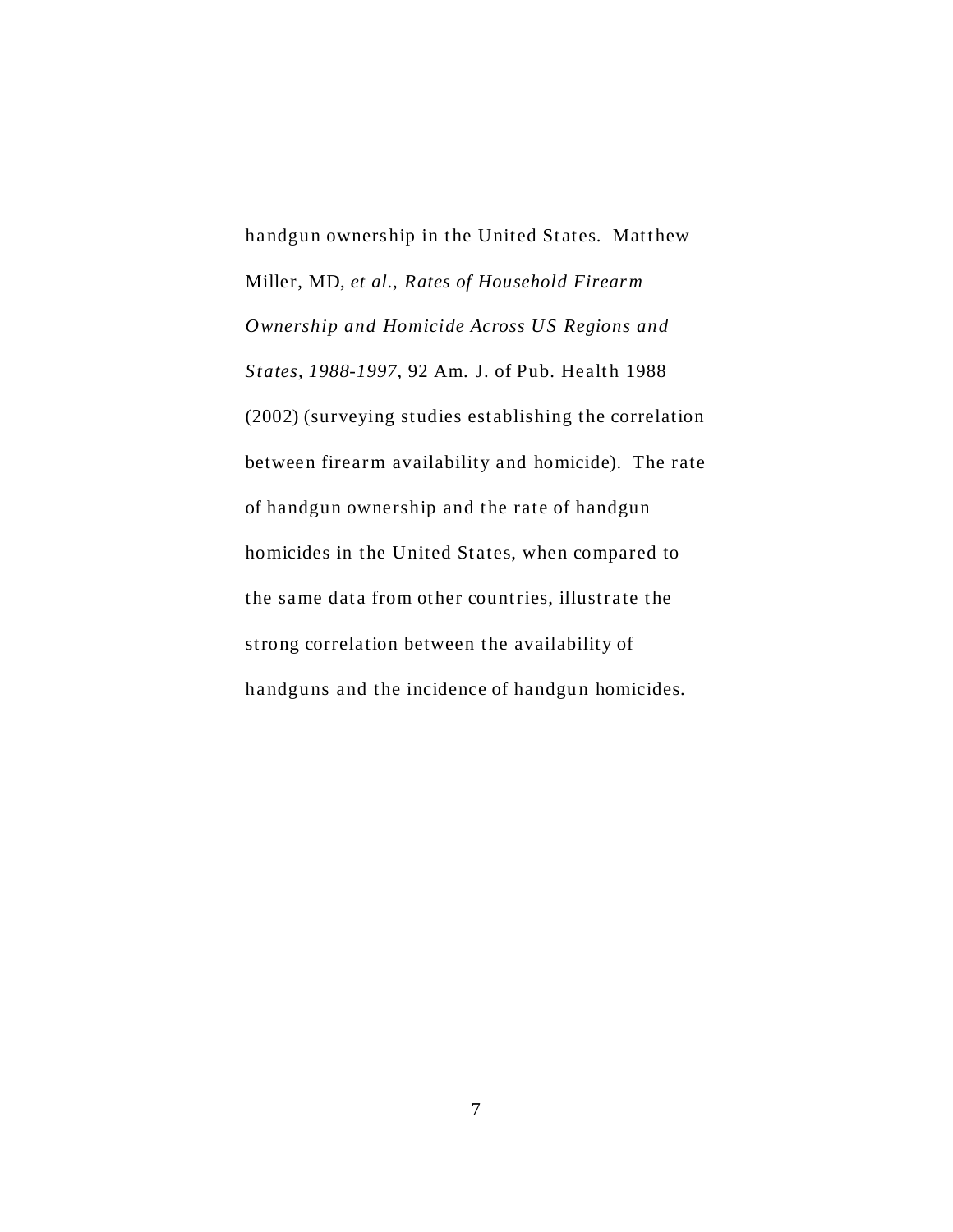handgun ownership in the United States. Matthew Miller, MD, *et al.*, *Rates of Household Firearm Ownership and Homicide Across US Regions and States, 1988-1997*, 92 Am. J. of Pub. Health 1988 (2002) (surveying studies establishing the correlation between firearm availability and homicide). The rate of handgun ownership and the rate of handgun homicides in the United States, when compared to the same data from other countries, illustrate the strong correlation between the availability of handguns and the incidence of handgun homicides.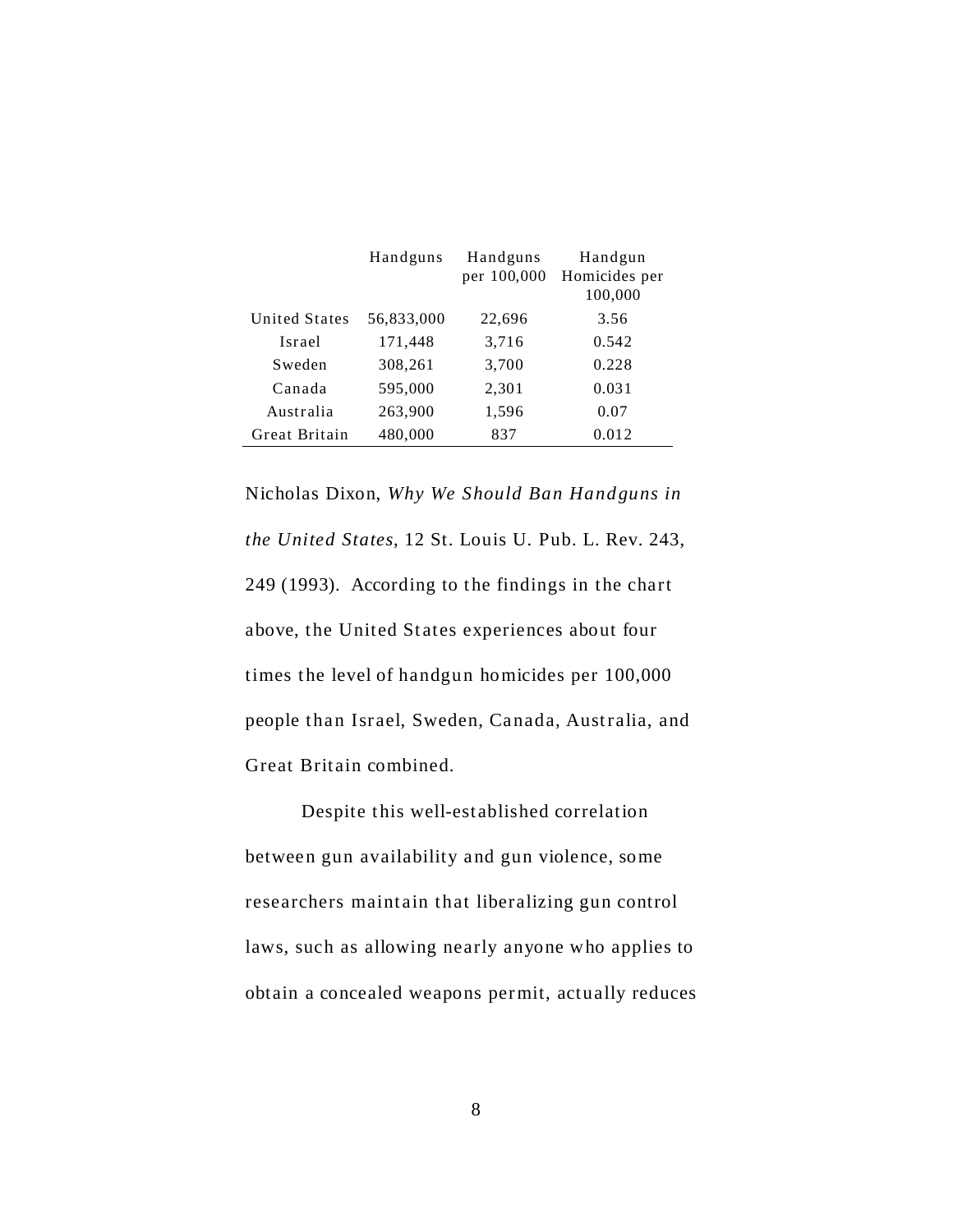| | Handguns | Handguns per 100,000 | Handgun Homicides per 100,000 |
|---|---|---|---|
| United States | 56,833,000 | 22,696 | 3.56 |
| Israel | 171,448 | 3,716 | 0.542 |
| Sweden | 308,261 | 3,700 | 0.228 |
| Canada | 595,000 | 2,301 | 0.031 |
| Australia | 263,900 | 1,596 | 0.07 |
| Great Britain | 480,000 | 837 | 0.012 |

Nicholas Dixon, *Why We Should Ban Handguns in the United States*, 12 St. Louis U. Pub. L. Rev. 243, 249 (1993). According to the findings in the chart above, the United States experiences about four times the level of handgun homicides per 100,000 people than Israel, Sweden, Canada, Australia, and Great Britain combined.

Despite this well-established correlation between gun availability and gun violence, some researchers maintain that liberalizing gun control laws, such as allowing nearly anyone who applies to obtain a concealed weapons permit, actually reduces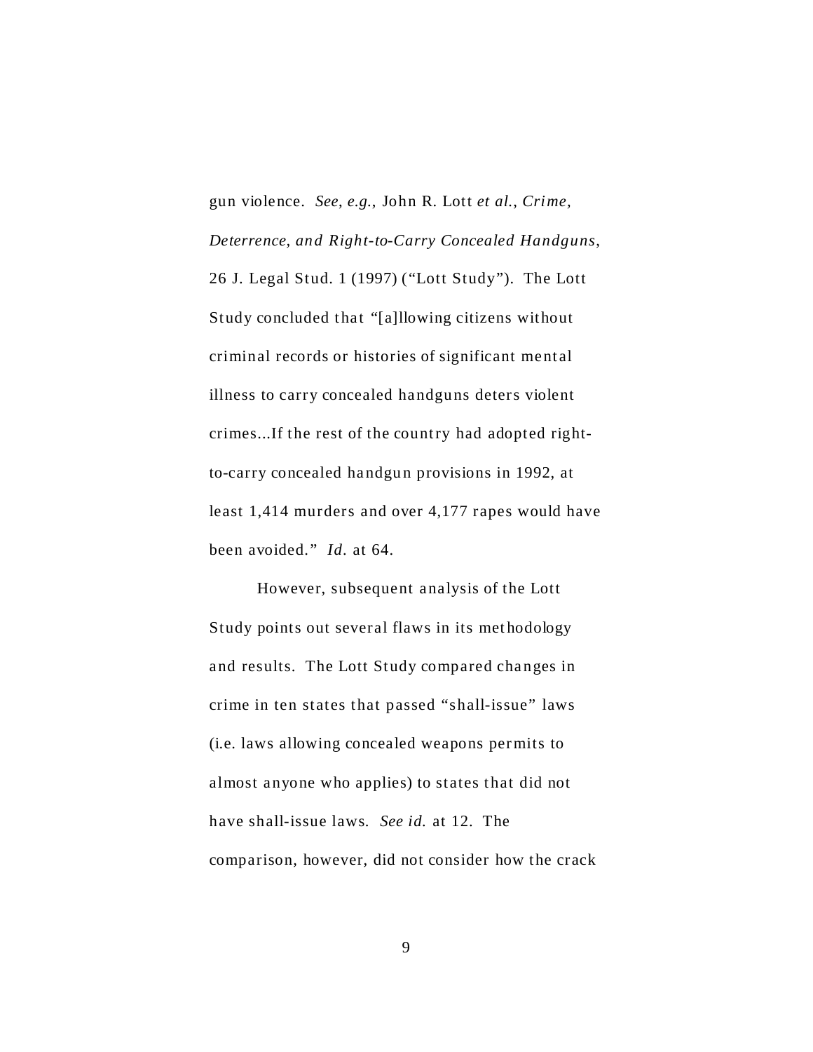gun violence. *See, e.g.*, John R. Lott *et al.*, *Crime, Deterrence, and Right-to-Carry Concealed Handguns*, 26 J. Legal Stud. 1 (1997) ("Lott Study"). The Lott Study concluded that "[a]llowing citizens without criminal records or histories of significant mental illness to carry concealed handguns deters violent crimes...If the rest of the country had adopted right-to-carry concealed handgun provisions in 1992, at least 1,414 murders and over 4,177 rapes would have been avoided." *Id.* at 64.

However, subsequent analysis of the Lott Study points out several flaws in its methodology and results. The Lott Study compared changes in crime in ten states that passed "shall-issue" laws (i.e. laws allowing concealed weapons permits to almost anyone who applies) to states that did not have shall-issue laws. *See id.* at 12. The comparison, however, did not consider how the crack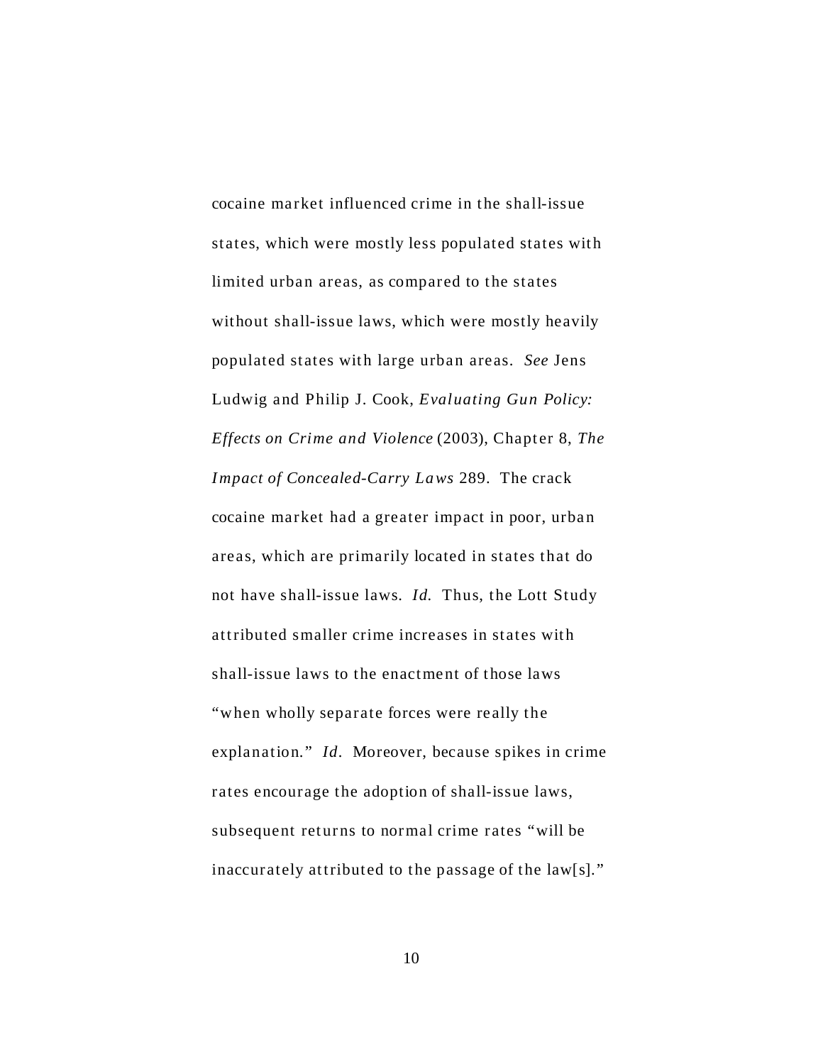cocaine market influenced crime in the shall-issue states, which were mostly less populated states with limited urban areas, as compared to the states without shall-issue laws, which were mostly heavily populated states with large urban areas. *See* Jens Ludwig and Philip J. Cook, *Evaluating Gun Policy: Effects on Crime and Violence* (2003), Chapter 8, *The Impact of Concealed-Carry Laws* 289. The crack cocaine market had a greater impact in poor, urban areas, which are primarily located in states that do not have shall-issue laws. *Id.* Thus, the Lott Study attributed smaller crime increases in states with shall-issue laws to the enactment of those laws "when wholly separate forces were really the explanation." *Id*. Moreover, because spikes in crime rates encourage the adoption of shall-issue laws, subsequent returns to normal crime rates "will be inaccurately attributed to the passage of the law[s]."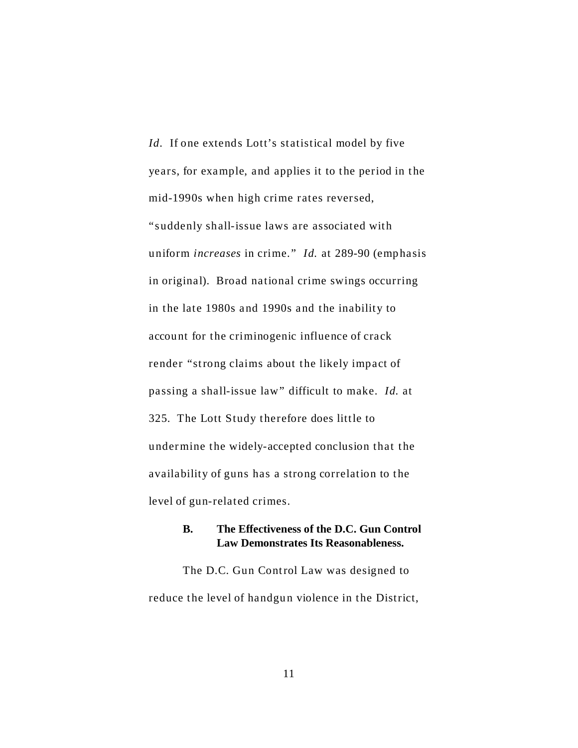*Id*. If one extends Lott's statistical model by five years, for example, and applies it to the period in the mid-1990s when high crime rates reversed, "suddenly shall-issue laws are associated with uniform *increases* in crime." *Id.* at 289-90 (emphasis in original). Broad national crime swings occurring in the late 1980s and 1990s and the inability to account for the criminogenic influence of crack render "strong claims about the likely impact of passing a shall-issue law" difficult to make. *Id.* at 325. The Lott Study therefore does little to undermine the widely-accepted conclusion that the availability of guns has a strong correlation to the level of gun-related crimes.

### B. The Effectiveness of the D.C. Gun Control Law Demonstrates Its Reasonableness.

The D.C. Gun Control Law was designed to reduce the level of handgun violence in the District,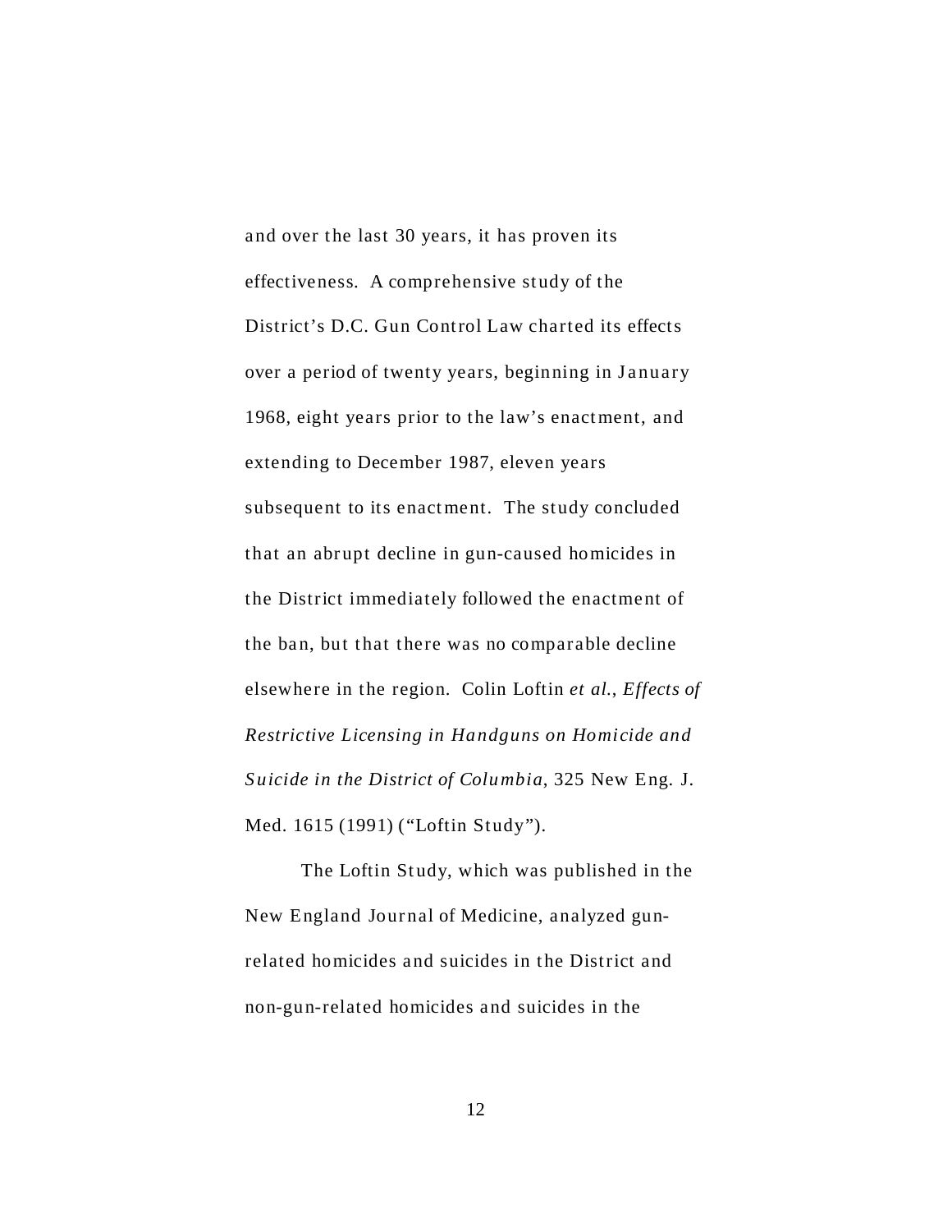and over the last 30 years, it has proven its effectiveness. A comprehensive study of the District's D.C. Gun Control Law charted its effects over a period of twenty years, beginning in January 1968, eight years prior to the law's enactment, and extending to December 1987, eleven years subsequent to its enactment. The study concluded that an abrupt decline in gun-caused homicides in the District immediately followed the enactment of the ban, but that there was no comparable decline elsewhere in the region. Colin Loftin *et al.*, *Effects of Restrictive Licensing in Handguns on Homicide and Suicide in the District of Columbia*, 325 New Eng. J. Med. 1615 (1991) ("Loftin Study").

The Loftin Study, which was published in the New England Journal of Medicine, analyzed gun-related homicides and suicides in the District and non-gun-related homicides and suicides in the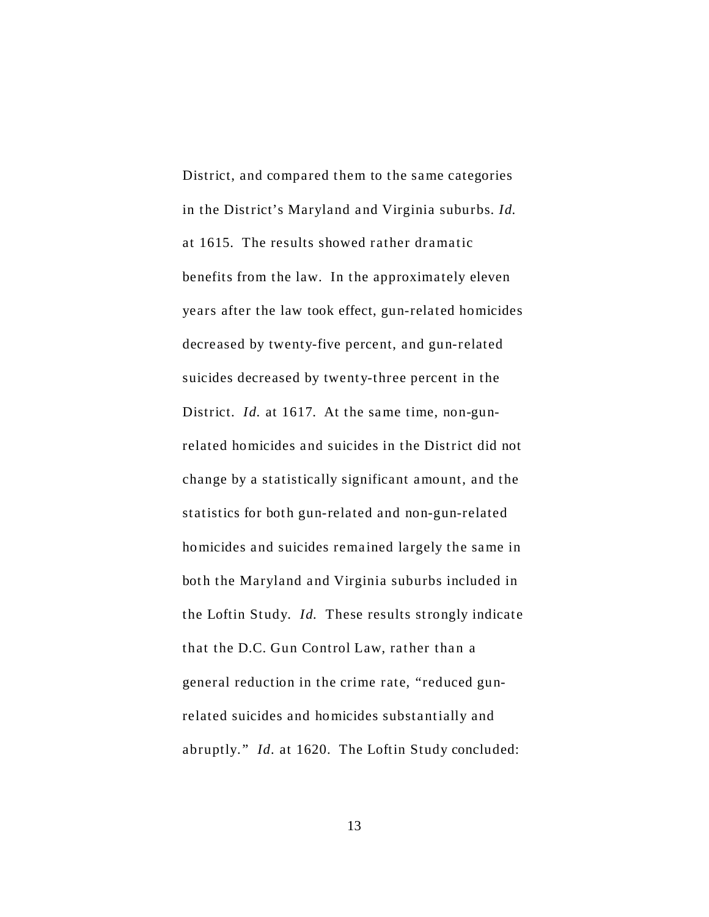District, and compared them to the same categories in the District's Maryland and Virginia suburbs. *Id.* at 1615. The results showed rather dramatic benefits from the law. In the approximately eleven years after the law took effect, gun-related homicides decreased by twenty-five percent, and gun-related suicides decreased by twenty-three percent in the District. *Id.* at 1617. At the same time, non-gun-related homicides and suicides in the District did not change by a statistically significant amount, and the statistics for both gun-related and non-gun-related homicides and suicides remained largely the same in both the Maryland and Virginia suburbs included in the Loftin Study. *Id.* These results strongly indicate that the D.C. Gun Control Law, rather than a general reduction in the crime rate, "reduced gun-related suicides and homicides substantially and abruptly." *Id.* at 1620. The Loftin Study concluded: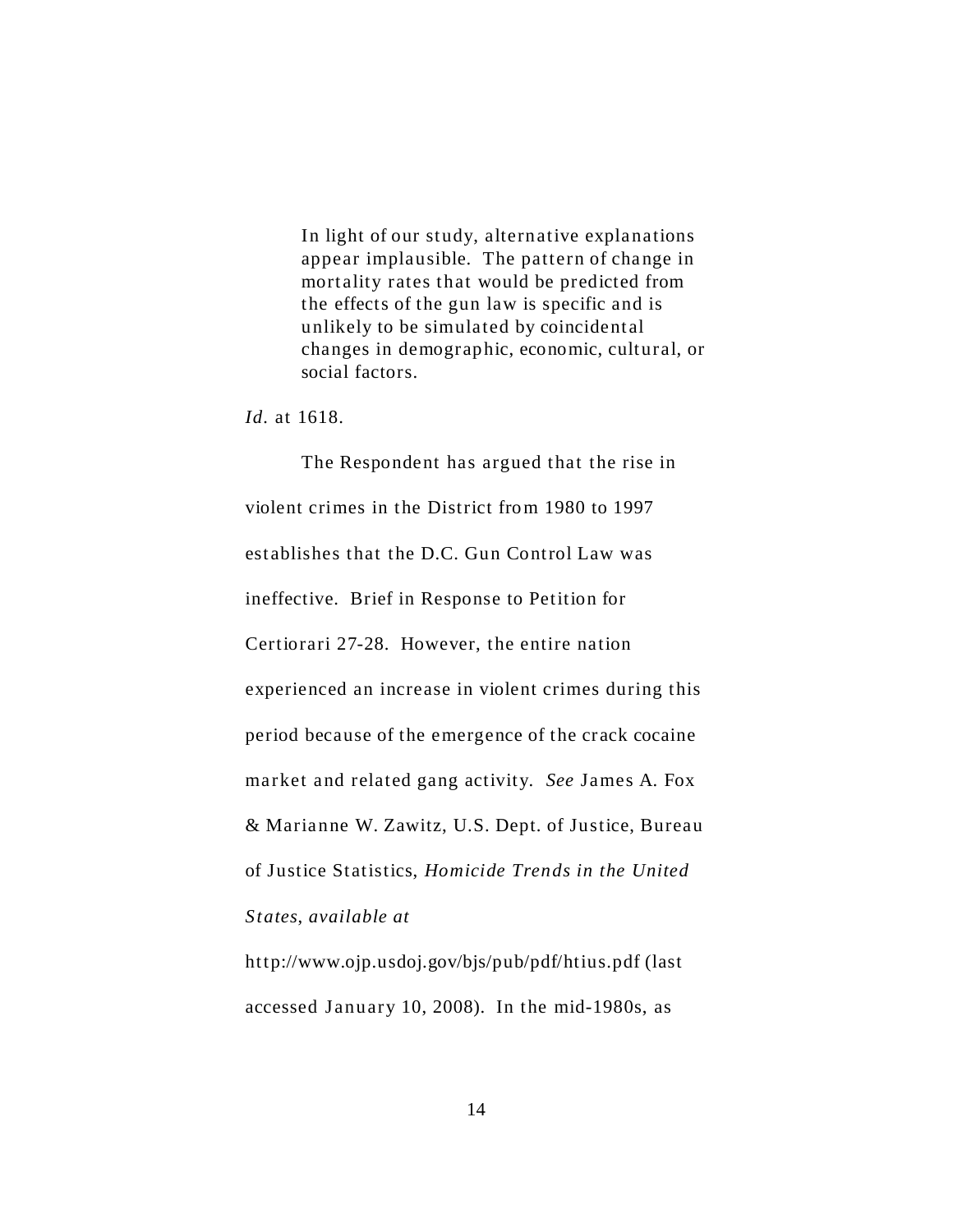> In light of our study, alternative explanations appear implausible. The pattern of change in mortality rates that would be predicted from the effects of the gun law is specific and is unlikely to be simulated by coincidental changes in demographic, economic, cultural, or social factors.

*Id.* at 1618.

The Respondent has argued that the rise in violent crimes in the District from 1980 to 1997 establishes that the D.C. Gun Control Law was ineffective. Brief in Response to Petition for Certiorari 27-28. However, the entire nation experienced an increase in violent crimes during this period because of the emergence of the crack cocaine market and related gang activity. *See* James A. Fox & Marianne W. Zawitz, U.S. Dept. of Justice, Bureau of Justice Statistics, *Homicide Trends in the United States*, *available at* http://www.ojp.usdoj.gov/bjs/pub/pdf/htius.pdf (last accessed January 10, 2008). In the mid-1980s, as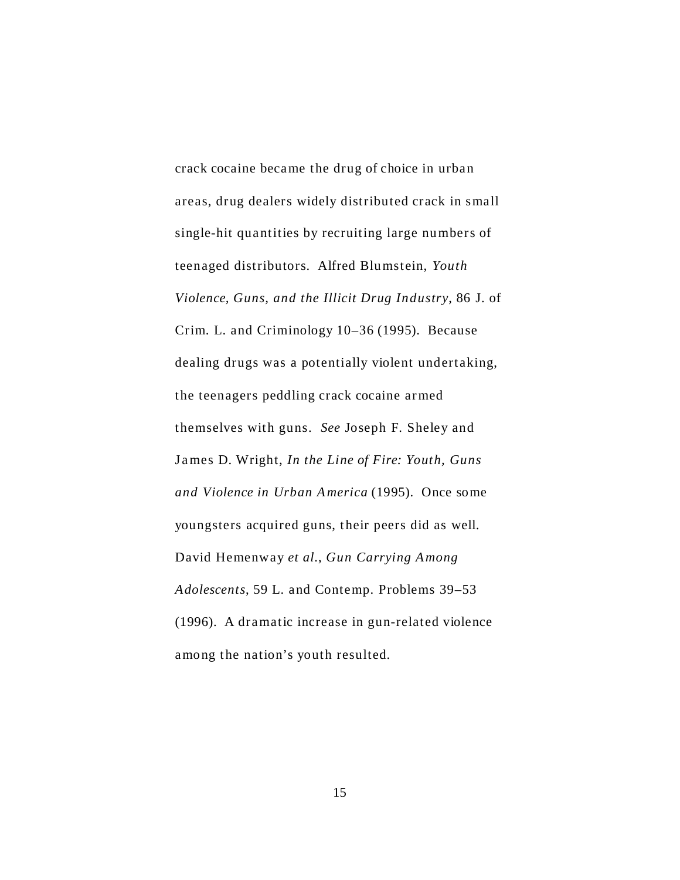crack cocaine became the drug of choice in urban areas, drug dealers widely distributed crack in small single-hit quantities by recruiting large numbers of teenaged distributors. Alfred Blumstein, *Youth Violence, Guns, and the Illicit Drug Industry*, 86 J. of Crim. L. and Criminology 10–36 (1995). Because dealing drugs was a potentially violent undertaking, the teenagers peddling crack cocaine armed themselves with guns. *See* Joseph F. Sheley and James D. Wright, *In the Line of Fire: Youth, Guns and Violence in Urban America* (1995). Once some youngsters acquired guns, their peers did as well. David Hemenway *et al.*, *Gun Carrying Among Adolescents*, 59 L. and Contemp. Problems 39–53 (1996). A dramatic increase in gun-related violence among the nation's youth resulted.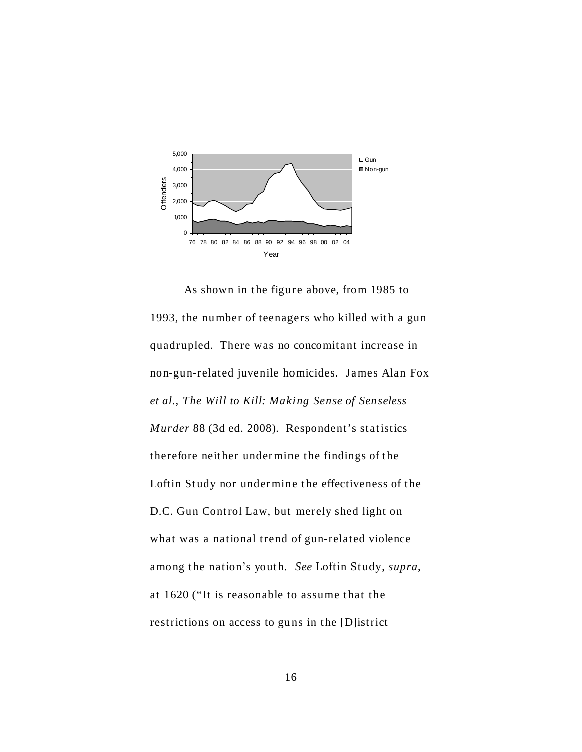As shown in the figure above, from 1985 to 1993, the number of teenagers who killed with a gun quadrupled. There was no concomitant increase in non-gun-related juvenile homicides. James Alan Fox *et al.*, *The Will to Kill: Making Sense of Senseless Murder* 88 (3d ed. 2008). Respondent's statistics therefore neither undermine the findings of the Loftin Study nor undermine the effectiveness of the D.C. Gun Control Law, but merely shed light on what was a national trend of gun-related violence among the nation's youth. *See* Loftin Study, *supra*, at 1620 ("It is reasonable to assume that the restrictions on access to guns in the [D]istrict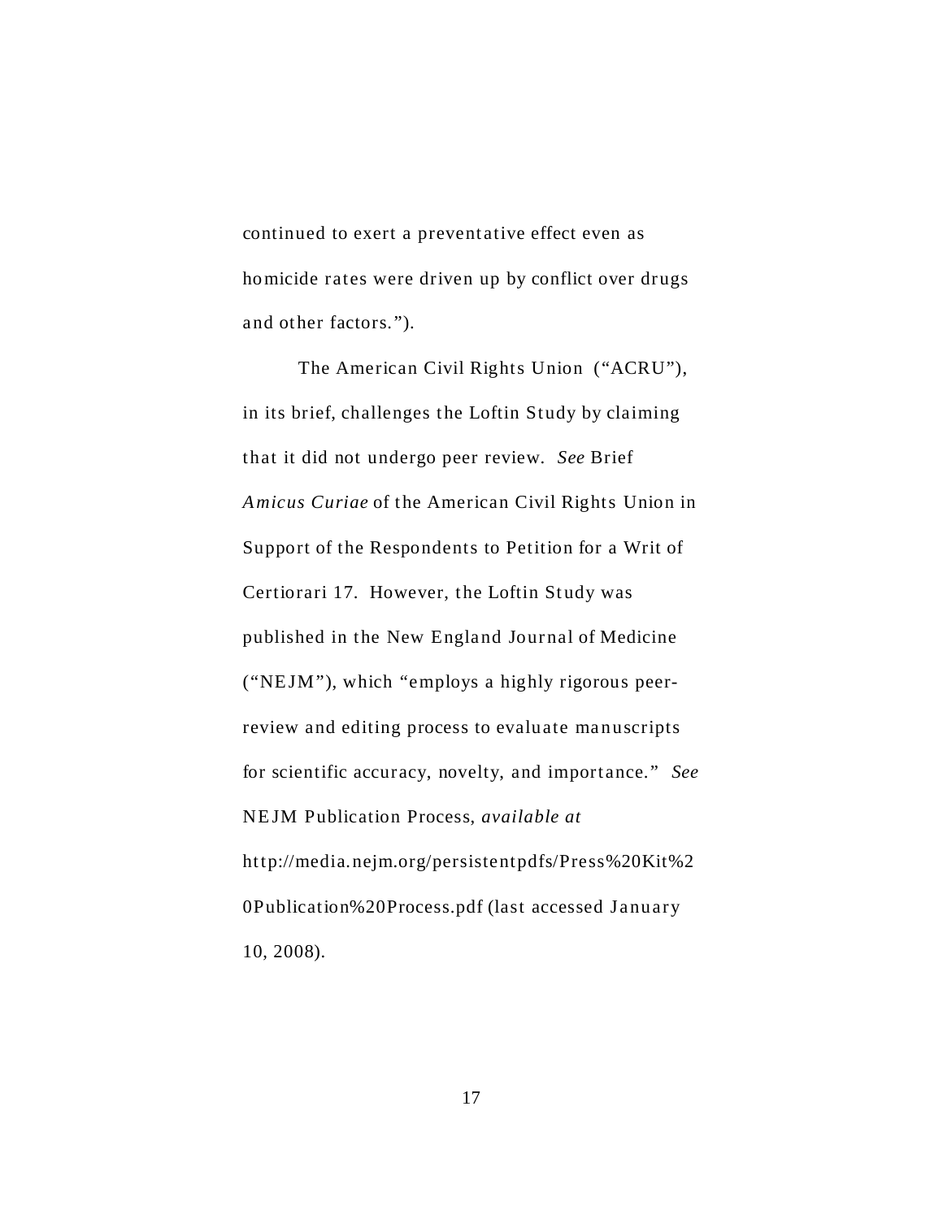continued to exert a preventative effect even as homicide rates were driven up by conflict over drugs and other factors.").

The American Civil Rights Union ("ACRU"), in its brief, challenges the Loftin Study by claiming that it did not undergo peer review. *See* Brief *Amicus Curiae* of the American Civil Rights Union in Support of the Respondents to Petition for a Writ of Certiorari 17. However, the Loftin Study was published in the New England Journal of Medicine ("NEJM"), which "employs a highly rigorous peer-review and editing process to evaluate manuscripts for scientific accuracy, novelty, and importance." *See* NEJM Publication Process, *available at* http://media.nejm.org/persistentpdfs/Press%20Kit%20Publication%20Process.pdf (last accessed January 10, 2008).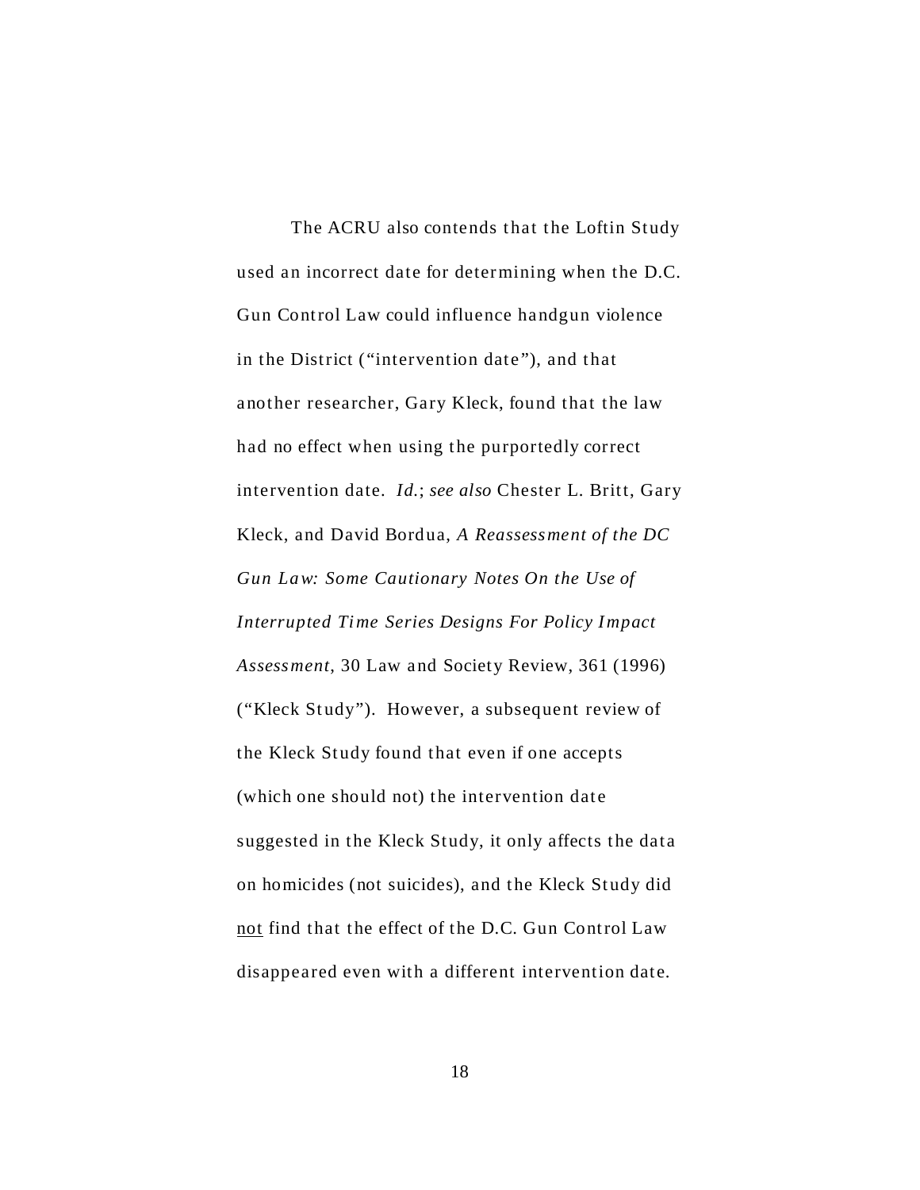The ACRU also contends that the Loftin Study used an incorrect date for determining when the D.C. Gun Control Law could influence handgun violence in the District ("intervention date"), and that another researcher, Gary Kleck, found that the law had no effect when using the purportedly correct intervention date. *Id.*; *see also* Chester L. Britt, Gary Kleck, and David Bordua, *A Reassessment of the DC Gun Law: Some Cautionary Notes On the Use of Interrupted Time Series Designs For Policy Impact Assessment*, 30 Law and Society Review, 361 (1996) ("Kleck Study"). However, a subsequent review of the Kleck Study found that even if one accepts (which one should not) the intervention date suggested in the Kleck Study, it only affects the data on homicides (not suicides), and the Kleck Study did <u>not</u> find that the effect of the D.C. Gun Control Law disappeared even with a different intervention date.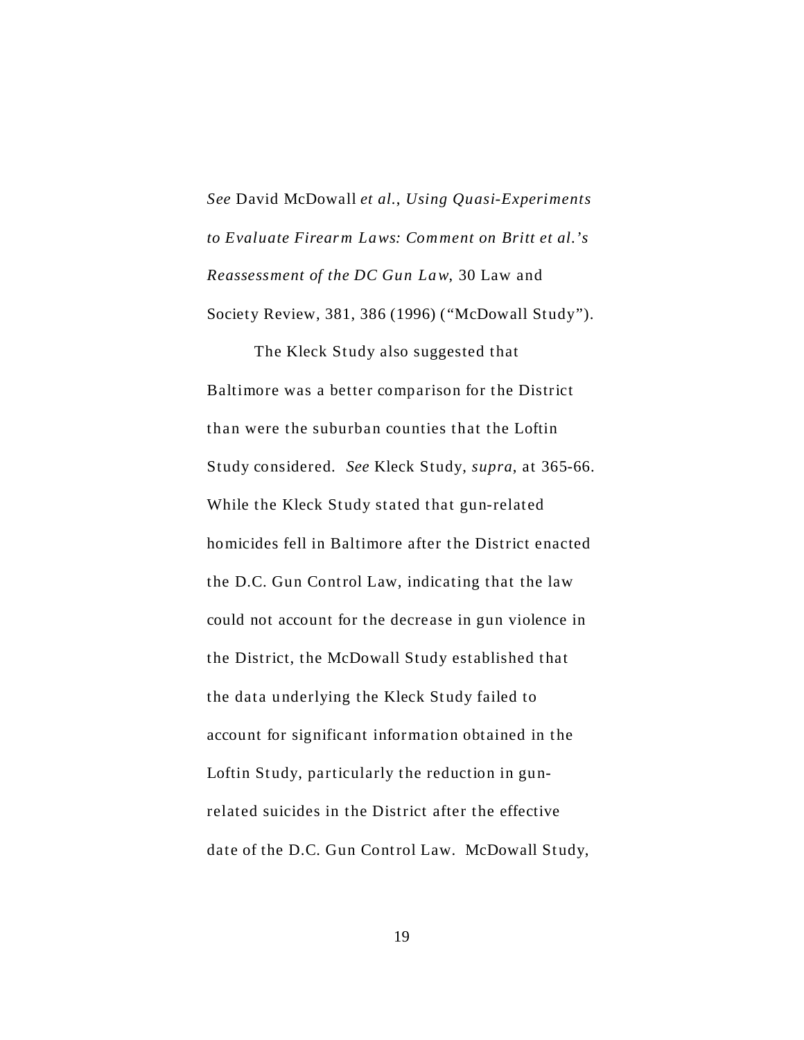*See* David McDowall *et al.*, *Using Quasi-Experiments to Evaluate Firearm Laws: Comment on Britt et al.'s Reassessment of the DC Gun Law*, 30 Law and Society Review, 381, 386 (1996) ("McDowall Study").

The Kleck Study also suggested that Baltimore was a better comparison for the District than were the suburban counties that the Loftin Study considered. *See* Kleck Study, *supra*, at 365-66. While the Kleck Study stated that gun-related homicides fell in Baltimore after the District enacted the D.C. Gun Control Law, indicating that the law could not account for the decrease in gun violence in the District, the McDowall Study established that the data underlying the Kleck Study failed to account for significant information obtained in the Loftin Study, particularly the reduction in gun-related suicides in the District after the effective date of the D.C. Gun Control Law. McDowall Study,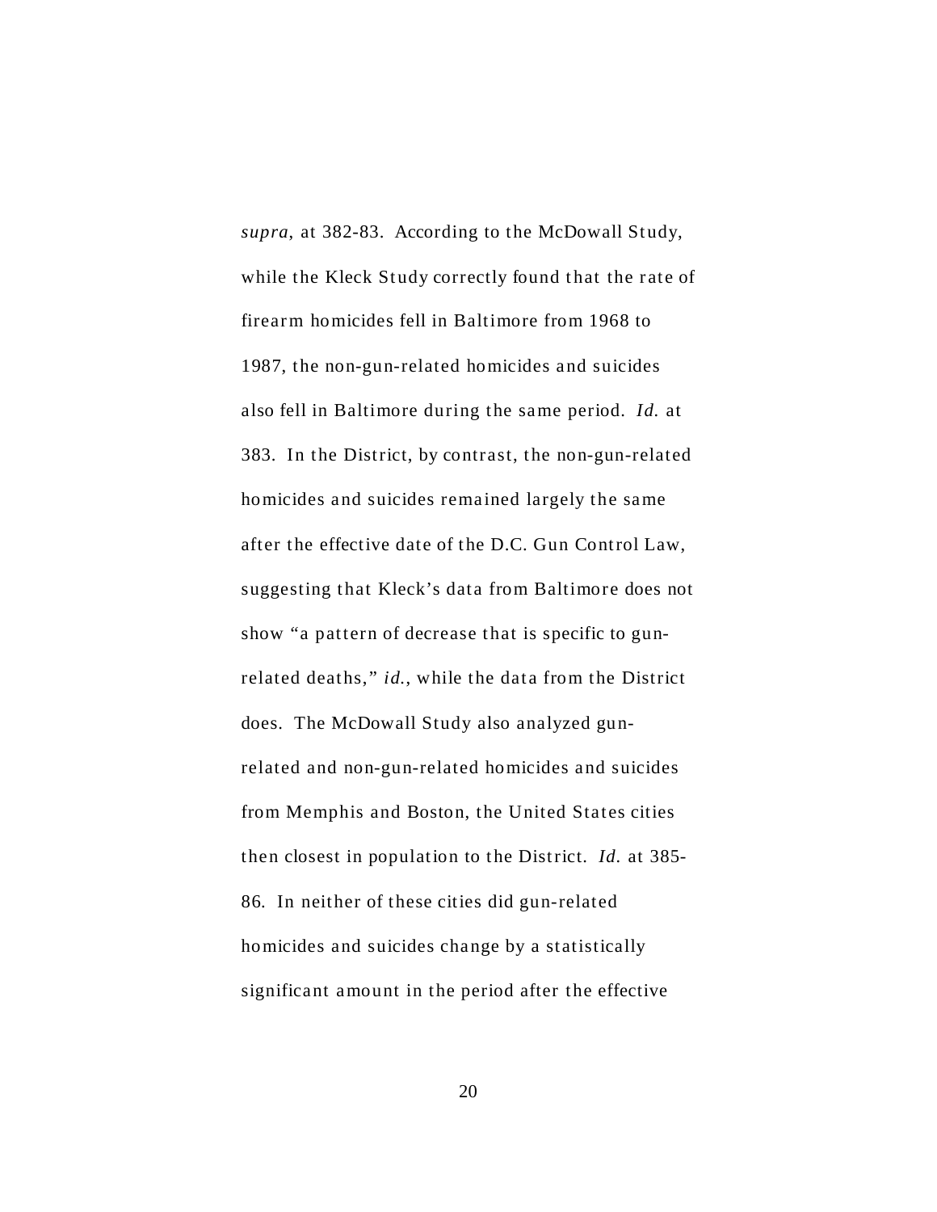*supra*, at 382-83. According to the McDowall Study, while the Kleck Study correctly found that the rate of firearm homicides fell in Baltimore from 1968 to 1987, the non-gun-related homicides and suicides also fell in Baltimore during the same period. *Id.* at 383. In the District, by contrast, the non-gun-related homicides and suicides remained largely the same after the effective date of the D.C. Gun Control Law, suggesting that Kleck's data from Baltimore does not show "a pattern of decrease that is specific to gun-related deaths," *id.*, while the data from the District does. The McDowall Study also analyzed gun-related and non-gun-related homicides and suicides from Memphis and Boston, the United States cities then closest in population to the District. *Id.* at 385-86. In neither of these cities did gun-related homicides and suicides change by a statistically significant amount in the period after the effective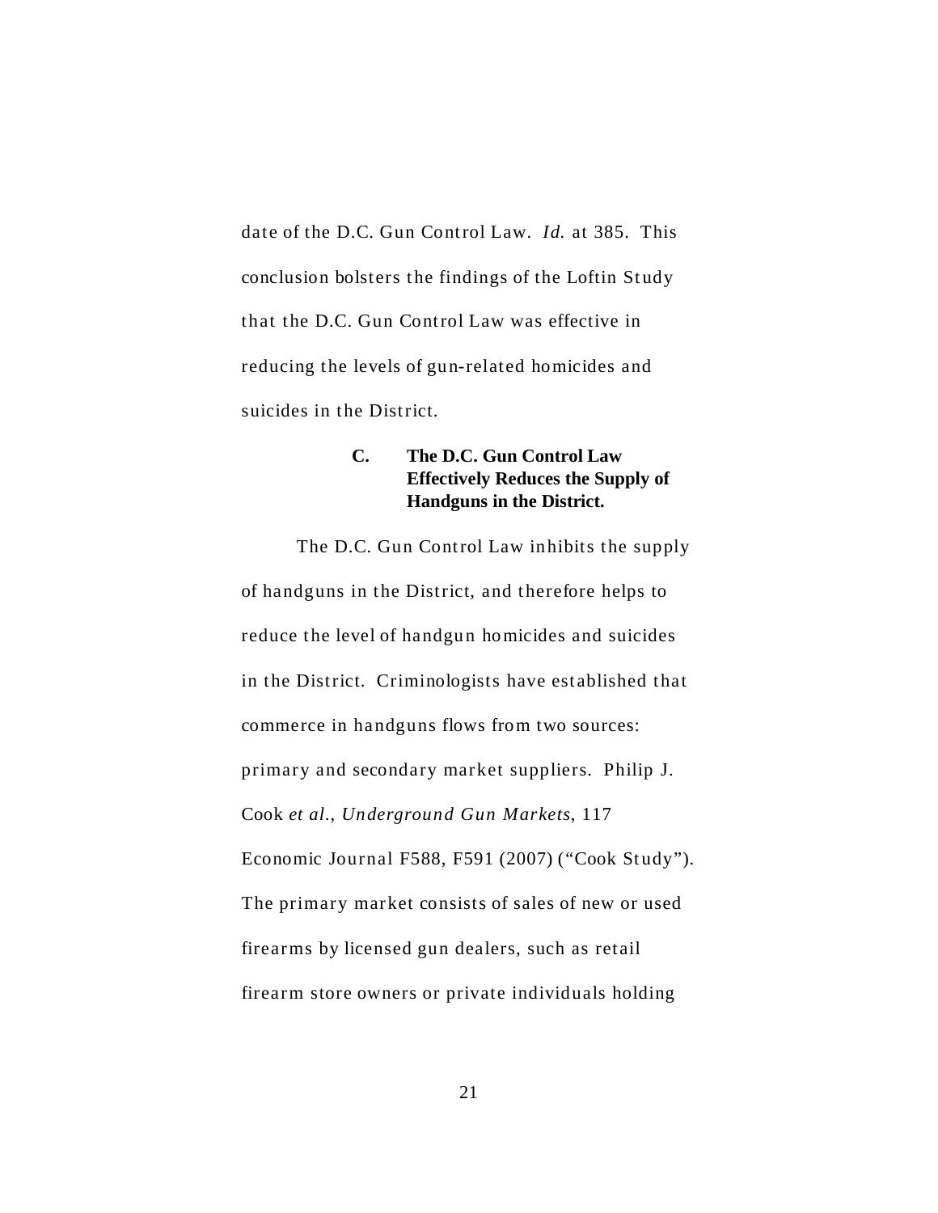date of the D.C. Gun Control Law. *Id.* at 385. This conclusion bolsters the findings of the Loftin Study that the D.C. Gun Control Law was effective in reducing the levels of gun-related homicides and suicides in the District.

### C. The D.C. Gun Control Law Effectively Reduces the Supply of Handguns in the District.

The D.C. Gun Control Law inhibits the supply of handguns in the District, and therefore helps to reduce the level of handgun homicides and suicides in the District. Criminologists have established that commerce in handguns flows from two sources: primary and secondary market suppliers. Philip J. Cook *et al.*, *Underground Gun Markets*, 117 Economic Journal F588, F591 (2007) ("Cook Study"). The primary market consists of sales of new or used firearms by licensed gun dealers, such as retail firearm store owners or private individuals holding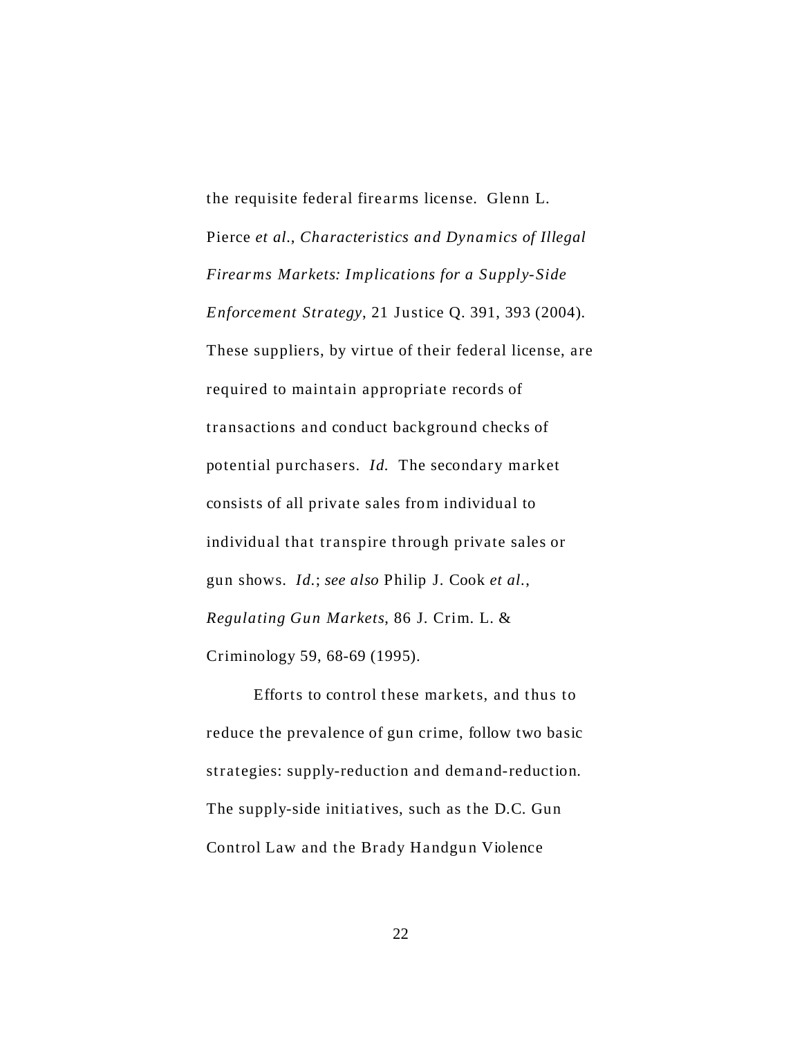the requisite federal firearms license. Glenn L. Pierce *et al.*, *Characteristics and Dynamics of Illegal Firearms Markets: Implications for a Supply-Side Enforcement Strategy*, 21 Justice Q. 391, 393 (2004). These suppliers, by virtue of their federal license, are required to maintain appropriate records of transactions and conduct background checks of potential purchasers. *Id.* The secondary market consists of all private sales from individual to individual that transpire through private sales or gun shows. *Id.*; *see also* Philip J. Cook *et al.*, *Regulating Gun Markets*, 86 J. Crim. L. & Criminology 59, 68-69 (1995).

Efforts to control these markets, and thus to reduce the prevalence of gun crime, follow two basic strategies: supply-reduction and demand-reduction. The supply-side initiatives, such as the D.C. Gun Control Law and the Brady Handgun Violence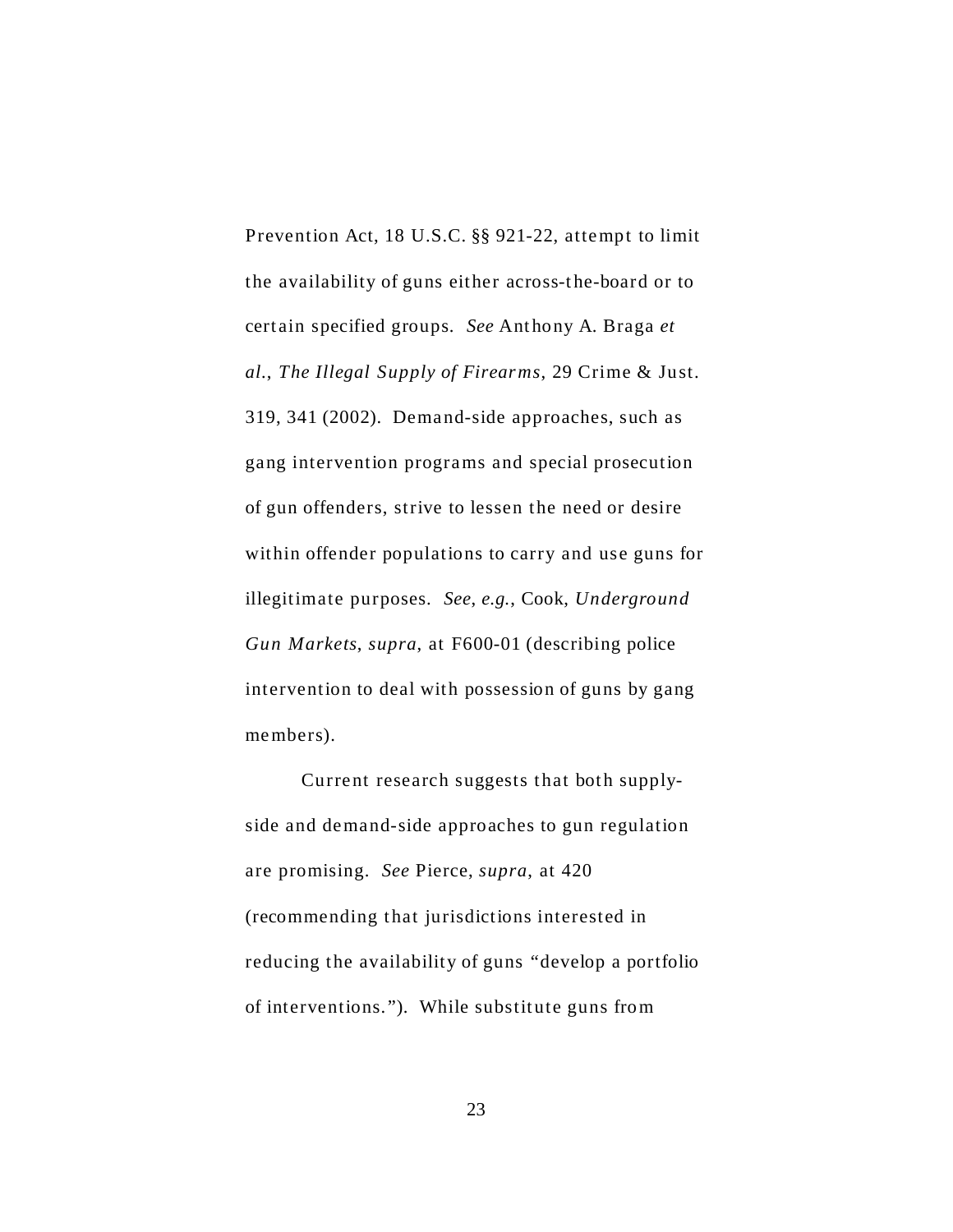Prevention Act, 18 U.S.C. §§ 921-22, attempt to limit the availability of guns either across-the-board or to certain specified groups. *See* Anthony A. Braga *et al.*, *The Illegal Supply of Firearms*, 29 Crime & Just. 319, 341 (2002). Demand-side approaches, such as gang intervention programs and special prosecution of gun offenders, strive to lessen the need or desire within offender populations to carry and use guns for illegitimate purposes. *See, e.g.*, Cook, *Underground Gun Markets*, *supra*, at F600-01 (describing police intervention to deal with possession of guns by gang members).

Current research suggests that both supply-side and demand-side approaches to gun regulation are promising. *See* Pierce, *supra*, at 420 (recommending that jurisdictions interested in reducing the availability of guns "develop a portfolio of interventions."). While substitute guns from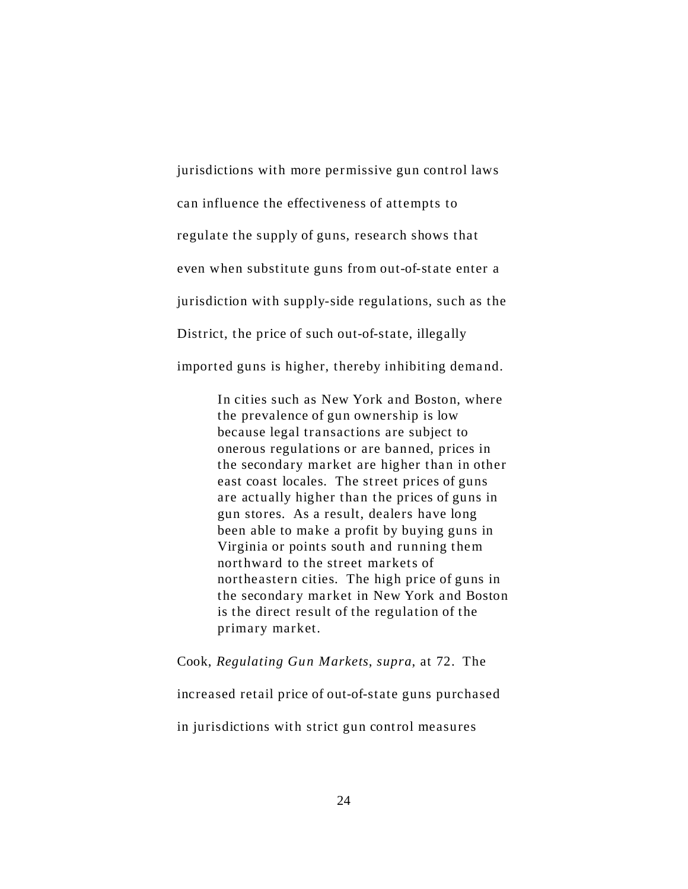jurisdictions with more permissive gun control laws can influence the effectiveness of attempts to regulate the supply of guns, research shows that even when substitute guns from out-of-state enter a jurisdiction with supply-side regulations, such as the District, the price of such out-of-state, illegally imported guns is higher, thereby inhibiting demand.

> In cities such as New York and Boston, where the prevalence of gun ownership is low because legal transactions are subject to onerous regulations or are banned, prices in the secondary market are higher than in other east coast locales. The street prices of guns are actually higher than the prices of guns in gun stores. As a result, dealers have long been able to make a profit by buying guns in Virginia or points south and running them northward to the street markets of northeastern cities. The high price of guns in the secondary market in New York and Boston is the direct result of the regulation of the primary market.

Cook, *Regulating Gun Markets*, *supra*, at 72. The increased retail price of out-of-state guns purchased in jurisdictions with strict gun control measures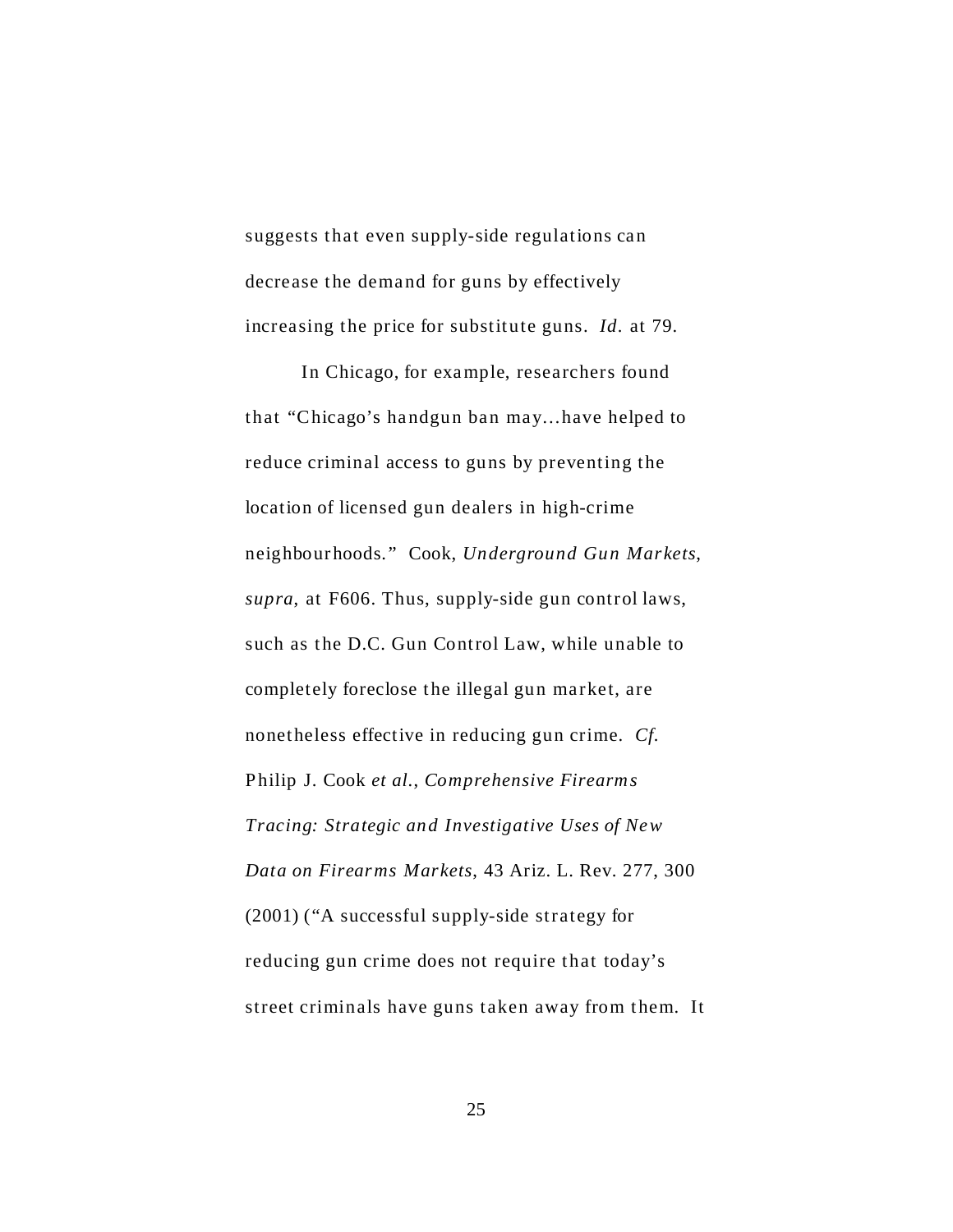suggests that even supply-side regulations can decrease the demand for guns by effectively increasing the price for substitute guns. *Id.* at 79.

In Chicago, for example, researchers found that "Chicago's handgun ban may…have helped to reduce criminal access to guns by preventing the location of licensed gun dealers in high-crime neighbourhoods." Cook, *Underground Gun Markets*, *supra*, at F606. Thus, supply-side gun control laws, such as the D.C. Gun Control Law, while unable to completely foreclose the illegal gun market, are nonetheless effective in reducing gun crime. *Cf.* Philip J. Cook *et al.*, *Comprehensive Firearms Tracing: Strategic and Investigative Uses of New Data on Firearms Markets*, 43 Ariz. L. Rev. 277, 300 (2001) ("A successful supply-side strategy for reducing gun crime does not require that today's street criminals have guns taken away from them. It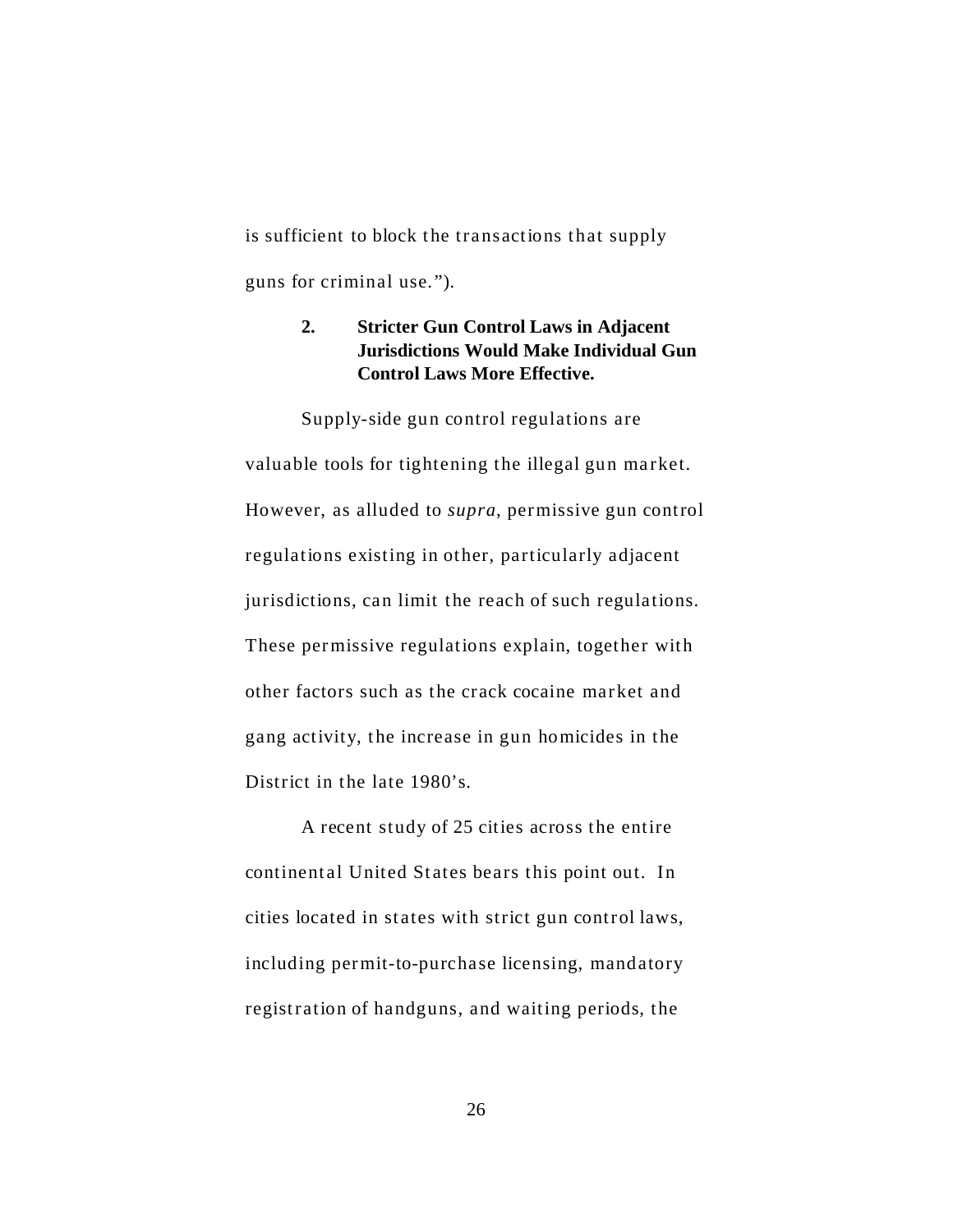is sufficient to block the transactions that supply guns for criminal use.").

### 2. Stricter Gun Control Laws in Adjacent Jurisdictions Would Make Individual Gun Control Laws More Effective.

Supply-side gun control regulations are valuable tools for tightening the illegal gun market. However, as alluded to *supra*, permissive gun control regulations existing in other, particularly adjacent jurisdictions, can limit the reach of such regulations. These permissive regulations explain, together with other factors such as the crack cocaine market and gang activity, the increase in gun homicides in the District in the late 1980's.

A recent study of 25 cities across the entire continental United States bears this point out. In cities located in states with strict gun control laws, including permit-to-purchase licensing, mandatory registration of handguns, and waiting periods, the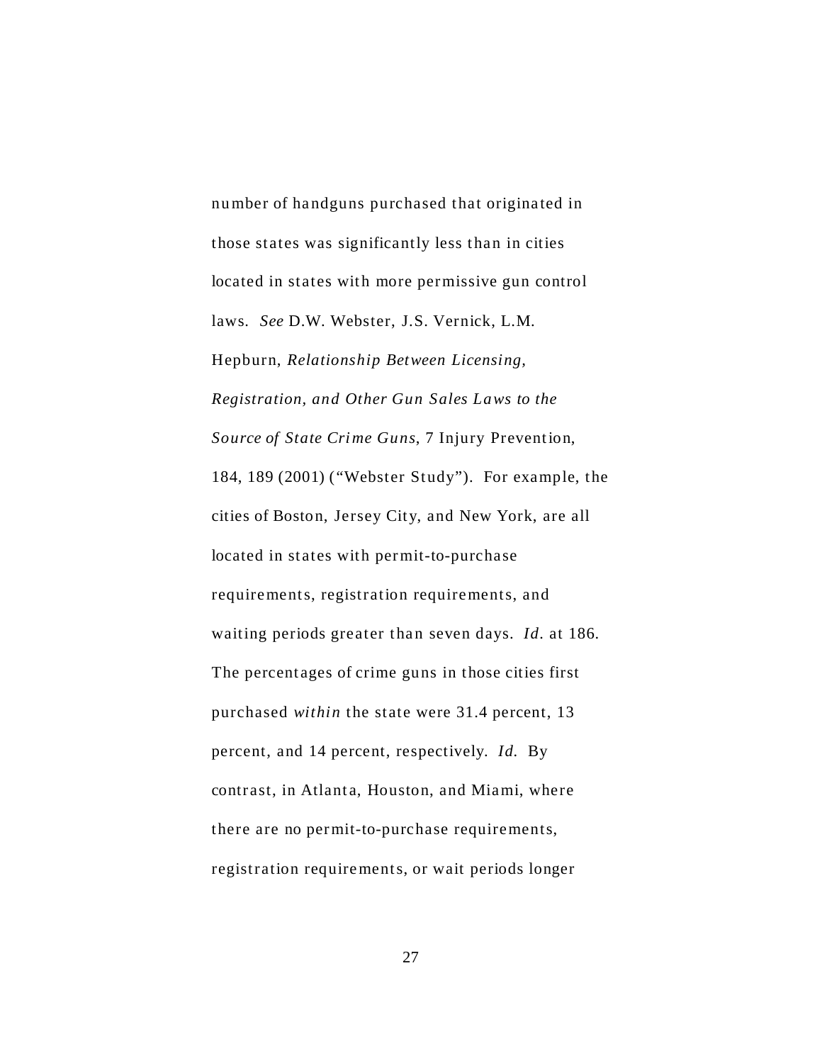number of handguns purchased that originated in those states was significantly less than in cities located in states with more permissive gun control laws. *See* D.W. Webster, J.S. Vernick, L.M. Hepburn, *Relationship Between Licensing, Registration, and Other Gun Sales Laws to the Source of State Crime Guns*, 7 Injury Prevention, 184, 189 (2001) ("Webster Study"). For example, the cities of Boston, Jersey City, and New York, are all located in states with permit-to-purchase requirements, registration requirements, and waiting periods greater than seven days. *Id.* at 186. The percentages of crime guns in those cities first purchased *within* the state were 31.4 percent, 13 percent, and 14 percent, respectively. *Id.* By contrast, in Atlanta, Houston, and Miami, where there are no permit-to-purchase requirements, registration requirements, or wait periods longer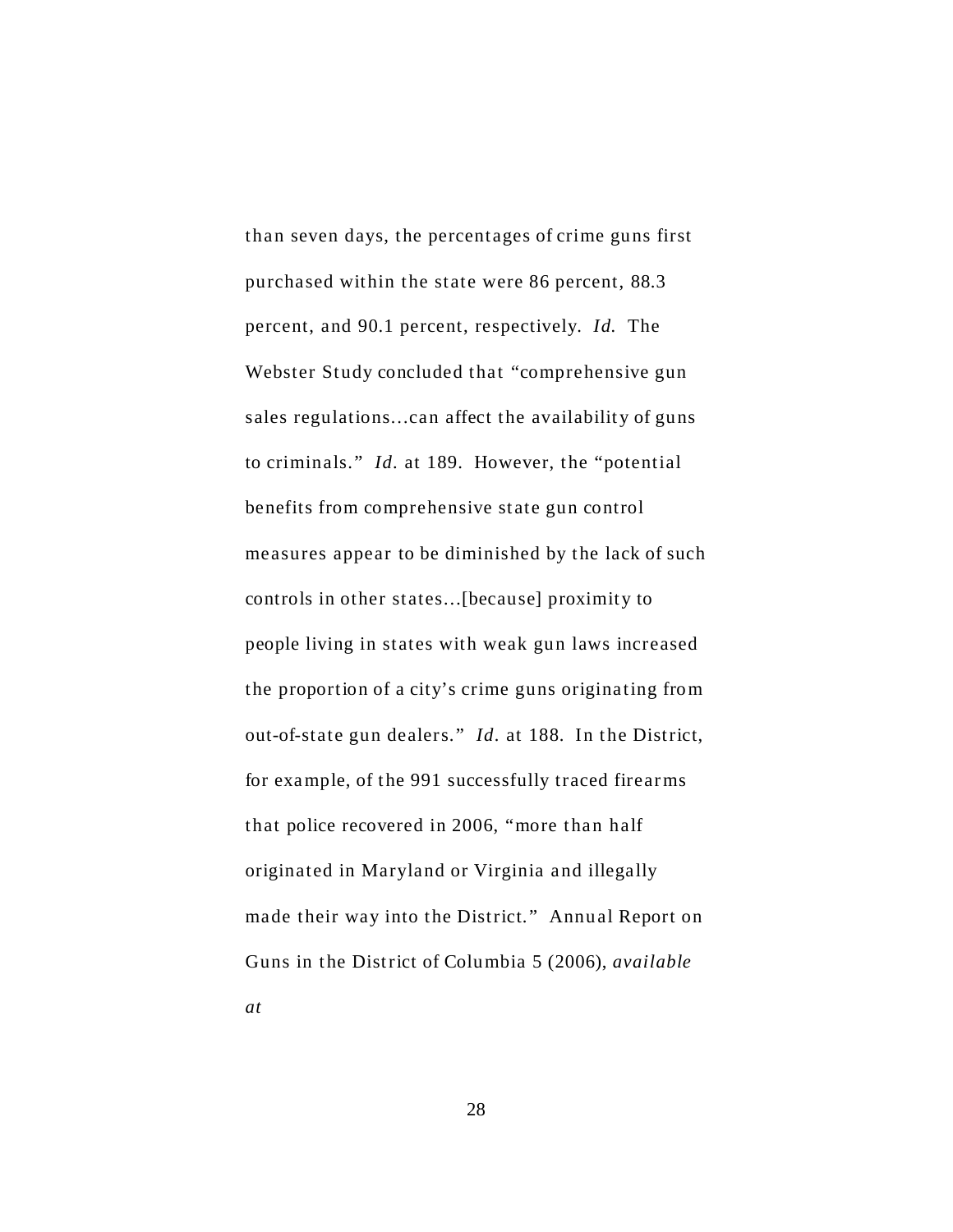than seven days, the percentages of crime guns first purchased within the state were 86 percent, 88.3 percent, and 90.1 percent, respectively. *Id.* The Webster Study concluded that "comprehensive gun sales regulations…can affect the availability of guns to criminals." *Id.* at 189. However, the "potential benefits from comprehensive state gun control measures appear to be diminished by the lack of such controls in other states…[because] proximity to people living in states with weak gun laws increased the proportion of a city's crime guns originating from out-of-state gun dealers." *Id.* at 188. In the District, for example, of the 991 successfully traced firearms that police recovered in 2006, "more than half originated in Maryland or Virginia and illegally made their way into the District." Annual Report on Guns in the District of Columbia 5 (2006), *available at*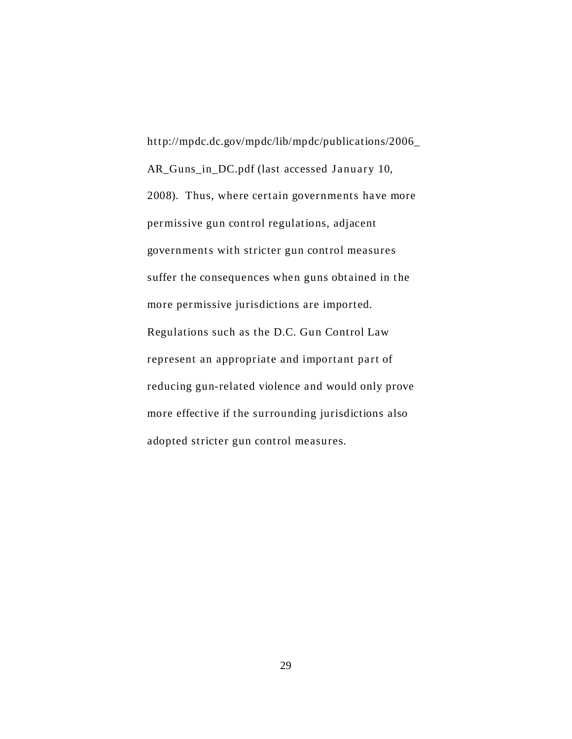http://mpdc.dc.gov/mpdc/lib/mpdc/publications/2006_AR_Guns_in_DC.pdf (last accessed January 10, 2008). Thus, where certain governments have more permissive gun control regulations, adjacent governments with stricter gun control measures suffer the consequences when guns obtained in the more permissive jurisdictions are imported. Regulations such as the D.C. Gun Control Law represent an appropriate and important part of reducing gun-related violence and would only prove more effective if the surrounding jurisdictions also adopted stricter gun control measures.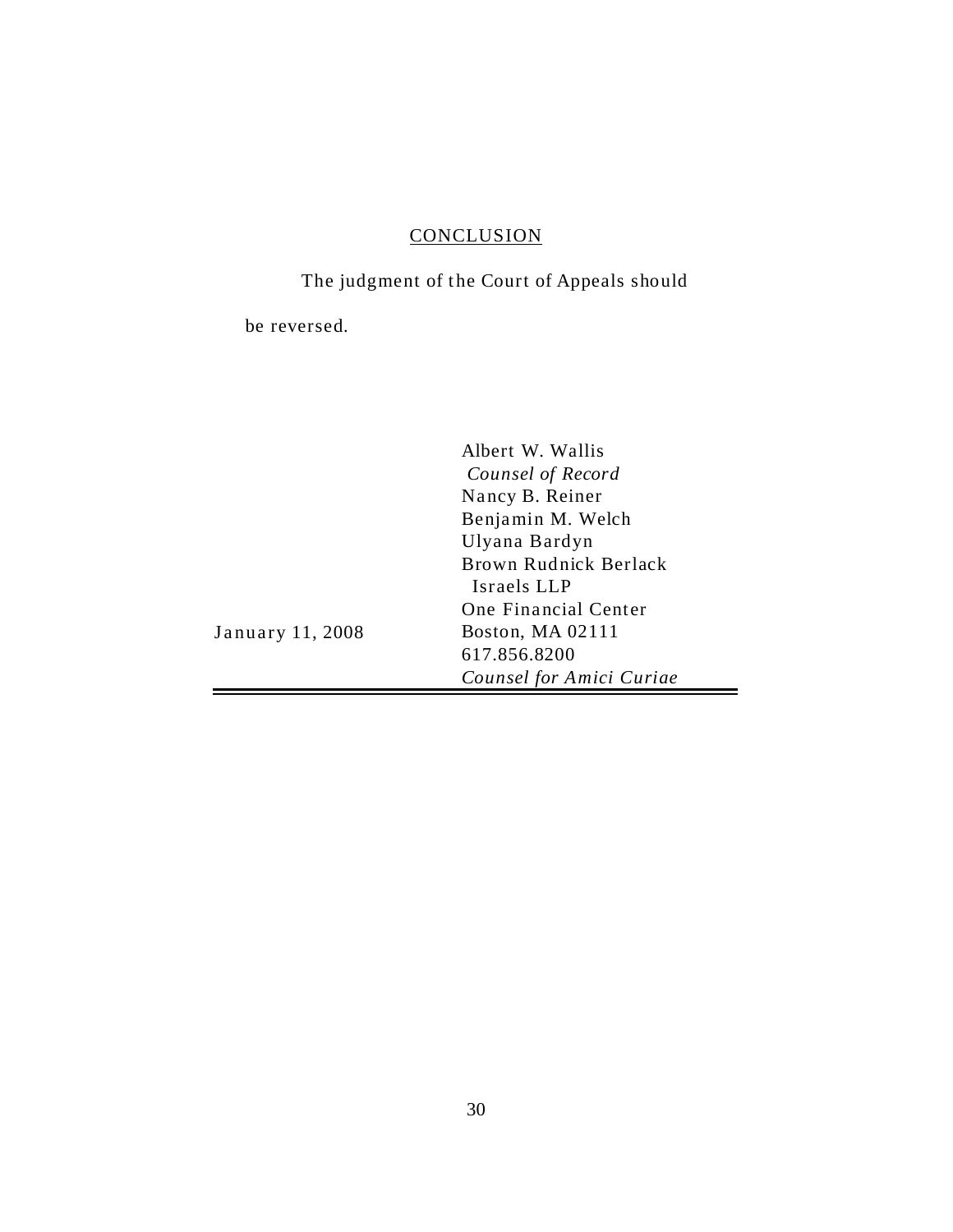## CONCLUSION

The judgment of the Court of Appeals should be reversed.

Albert W. Wallis
*Counsel of Record*
Nancy B. Reiner
Benjamin M. Welch
Ulyana Bardyn
Brown Rudnick Berlack
Israels LLP
One Financial Center
Boston, MA 02111
617.856.8200
*Counsel for Amici Curiae*

January 11, 2008